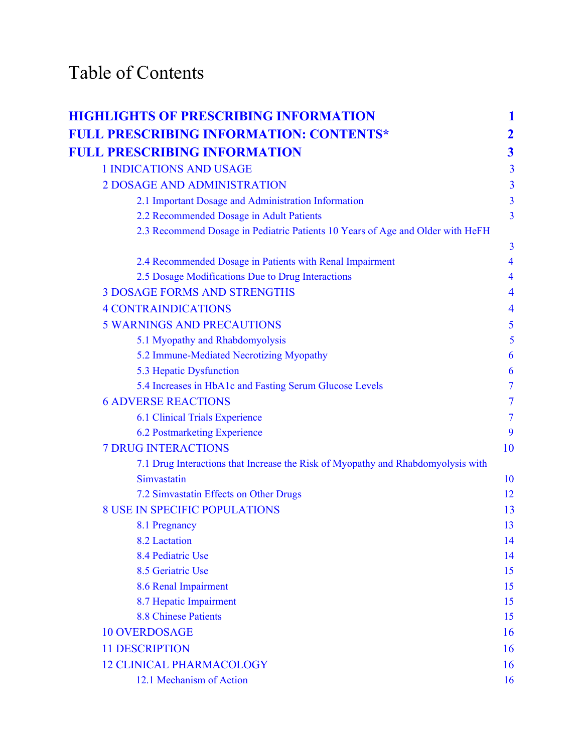# Table of Contents

| | |
|---|---|
| **HIGHLIGHTS OF PRESCRIBING INFORMATION** | **1** |
| **FULL PRESCRIBING INFORMATION: CONTENTS*** | **2** |
| **FULL PRESCRIBING INFORMATION** | **3** |
| 1 INDICATIONS AND USAGE | 3 |
| 2 DOSAGE AND ADMINISTRATION | 3 |
| 2.1 Important Dosage and Administration Information | 3 |
| 2.2 Recommended Dosage in Adult Patients | 3 |
| 2.3 Recommend Dosage in Pediatric Patients 10 Years of Age and Older with HeFH | 3 |
| 2.4 Recommended Dosage in Patients with Renal Impairment | 4 |
| 2.5 Dosage Modifications Due to Drug Interactions | 4 |
| 3 DOSAGE FORMS AND STRENGTHS | 4 |
| 4 CONTRAINDICATIONS | 4 |
| 5 WARNINGS AND PRECAUTIONS | 5 |
| 5.1 Myopathy and Rhabdomyolysis | 5 |
| 5.2 Immune-Mediated Necrotizing Myopathy | 6 |
| 5.3 Hepatic Dysfunction | 6 |
| 5.4 Increases in HbA1c and Fasting Serum Glucose Levels | 7 |
| 6 ADVERSE REACTIONS | 7 |
| 6.1 Clinical Trials Experience | 7 |
| 6.2 Postmarketing Experience | 9 |
| 7 DRUG INTERACTIONS | 10 |
| 7.1 Drug Interactions that Increase the Risk of Myopathy and Rhabdomyolysis with Simvastatin | 10 |
| 7.2 Simvastatin Effects on Other Drugs | 12 |
| 8 USE IN SPECIFIC POPULATIONS | 13 |
| 8.1 Pregnancy | 13 |
| 8.2 Lactation | 14 |
| 8.4 Pediatric Use | 14 |
| 8.5 Geriatric Use | 15 |
| 8.6 Renal Impairment | 15 |
| 8.7 Hepatic Impairment | 15 |
| 8.8 Chinese Patients | 15 |
| 10 OVERDOSAGE | 16 |
| 11 DESCRIPTION | 16 |
| 12 CLINICAL PHARMACOLOGY | 16 |
| 12.1 Mechanism of Action | 16 |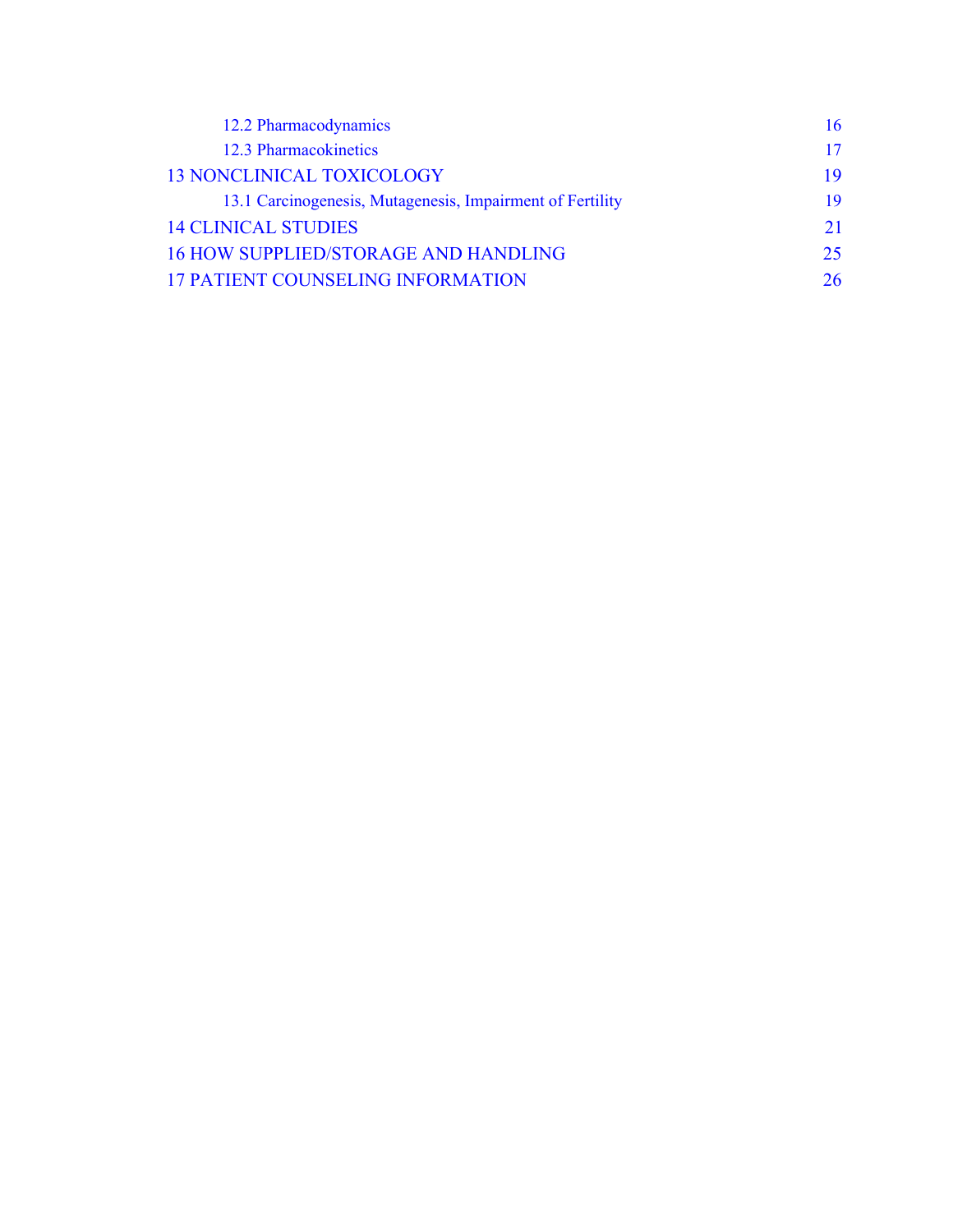12.2 Pharmacodynamics 16
12.3 Pharmacokinetics 17
13 NONCLINICAL TOXICOLOGY 19
13.1 Carcinogenesis, Mutagenesis, Impairment of Fertility 19
14 CLINICAL STUDIES 21
16 HOW SUPPLIED/STORAGE AND HANDLING 25
17 PATIENT COUNSELING INFORMATION 26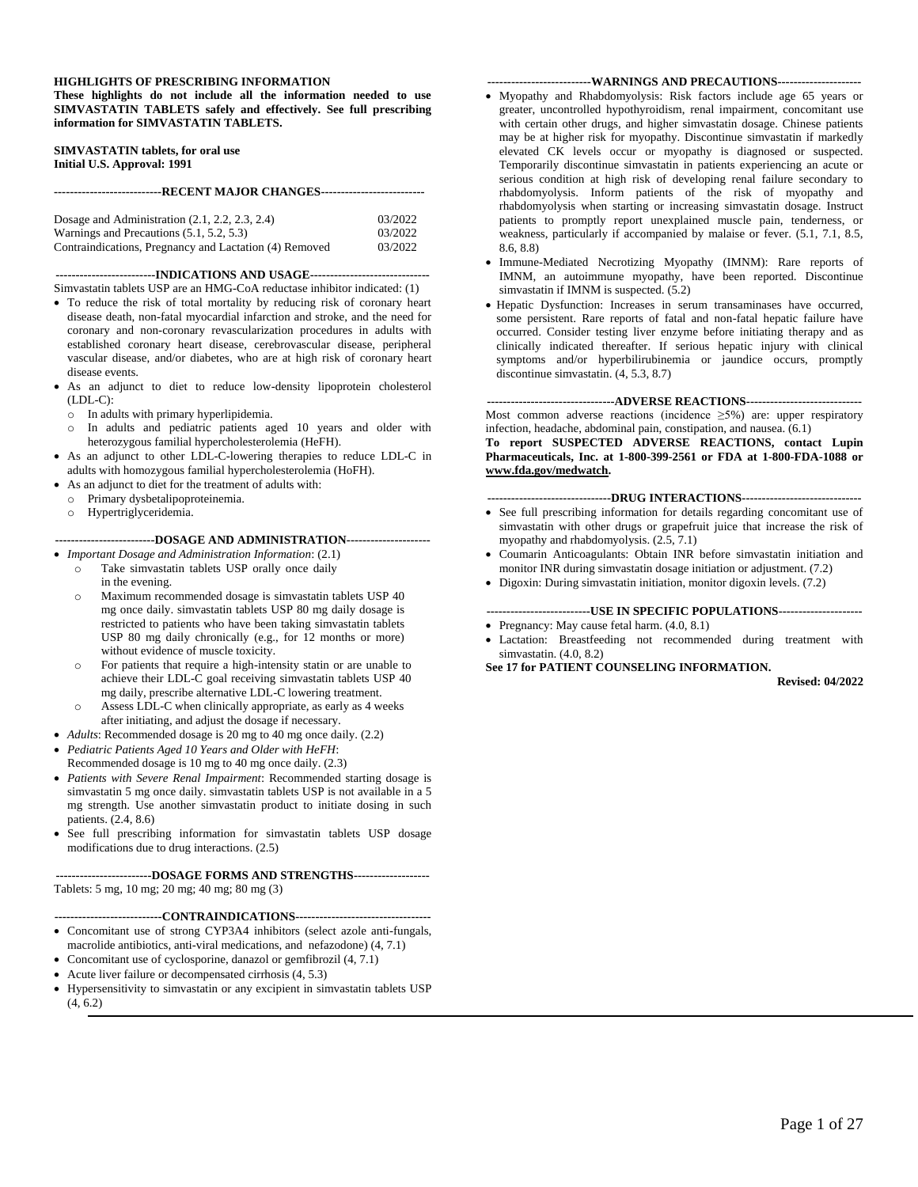**HIGHLIGHTS OF PRESCRIBING INFORMATION**
**These highlights do not include all the information needed to use SIMVASTATIN TABLETS safely and effectively. See full prescribing information for SIMVASTATIN TABLETS.**

**SIMVASTATIN tablets, for oral use**
**Initial U.S. Approval: 1991**

## RECENT MAJOR CHANGES

| | |
|---|---|
| Dosage and Administration (2.1, 2.2, 2.3, 2.4) | 03/2022 |
| Warnings and Precautions (5.1, 5.2, 5.3) | 03/2022 |
| Contraindications, Pregnancy and Lactation (4) Removed | 03/2022 |

## INDICATIONS AND USAGE

Simvastatin tablets USP are an HMG-CoA reductase inhibitor indicated: (1)

- To reduce the risk of total mortality by reducing risk of coronary heart disease death, non-fatal myocardial infarction and stroke, and the need for coronary and non-coronary revascularization procedures in adults with established coronary heart disease, cerebrovascular disease, peripheral vascular disease, and/or diabetes, who are at high risk of coronary heart disease events.
- As an adjunct to diet to reduce low-density lipoprotein cholesterol (LDL-C):
  - In adults with primary hyperlipidemia.
  - In adults and pediatric patients aged 10 years and older with heterozygous familial hypercholesterolemia (HeFH).
- As an adjunct to other LDL-C-lowering therapies to reduce LDL-C in adults with homozygous familial hypercholesterolemia (HoFH).
- As an adjunct to diet for the treatment of adults with:
  - Primary dysbetalipoproteinemia.
  - Hypertriglyceridemia.

## DOSAGE AND ADMINISTRATION

- *Important Dosage and Administration Information*: (2.1)
  - Take simvastatin tablets USP orally once daily in the evening.
  - Maximum recommended dosage is simvastatin tablets USP 40 mg once daily. simvastatin tablets USP 80 mg daily dosage is restricted to patients who have been taking simvastatin tablets USP 80 mg daily chronically (e.g., for 12 months or more) without evidence of muscle toxicity.
  - For patients that require a high-intensity statin or are unable to achieve their LDL-C goal receiving simvastatin tablets USP 40 mg daily, prescribe alternative LDL-C lowering treatment.
  - Assess LDL-C when clinically appropriate, as early as 4 weeks after initiating, and adjust the dosage if necessary.
- *Adults*: Recommended dosage is 20 mg to 40 mg once daily. (2.2)
- *Pediatric Patients Aged 10 Years and Older with HeFH*: Recommended dosage is 10 mg to 40 mg once daily. (2.3)
- *Patients with Severe Renal Impairment*: Recommended starting dosage is simvastatin 5 mg once daily. simvastatin tablets USP is not available in a 5 mg strength. Use another simvastatin product to initiate dosing in such patients. (2.4, 8.6)
- See full prescribing information for simvastatin tablets USP dosage modifications due to drug interactions. (2.5)

## DOSAGE FORMS AND STRENGTHS

Tablets: 5 mg, 10 mg; 20 mg; 40 mg; 80 mg (3)

## CONTRAINDICATIONS

- Concomitant use of strong CYP3A4 inhibitors (select azole anti-fungals, macrolide antibiotics, anti-viral medications, and nefazodone) (4, 7.1)
- Concomitant use of cyclosporine, danazol or gemfibrozil (4, 7.1)
- Acute liver failure or decompensated cirrhosis (4, 5.3)
- Hypersensitivity to simvastatin or any excipient in simvastatin tablets USP (4, 6.2)

## WARNINGS AND PRECAUTIONS

- Myopathy and Rhabdomyolysis: Risk factors include age 65 years or greater, uncontrolled hypothyroidism, renal impairment, concomitant use with certain other drugs, and higher simvastatin dosage. Chinese patients may be at higher risk for myopathy. Discontinue simvastatin if markedly elevated CK levels occur or myopathy is diagnosed or suspected. Temporarily discontinue simvastatin in patients experiencing an acute or serious condition at high risk of developing renal failure secondary to rhabdomyolysis. Inform patients of the risk of myopathy and rhabdomyolysis when starting or increasing simvastatin dosage. Instruct patients to promptly report unexplained muscle pain, tenderness, or weakness, particularly if accompanied by malaise or fever. (5.1, 7.1, 8.5, 8.6, 8.8)
- Immune-Mediated Necrotizing Myopathy (IMNM): Rare reports of IMNM, an autoimmune myopathy, have been reported. Discontinue simvastatin if IMNM is suspected. (5.2)
- Hepatic Dysfunction: Increases in serum transaminases have occurred, some persistent. Rare reports of fatal and non-fatal hepatic failure have occurred. Consider testing liver enzyme before initiating therapy and as clinically indicated thereafter. If serious hepatic injury with clinical symptoms and/or hyperbilirubinemia or jaundice occurs, promptly discontinue simvastatin. (4, 5.3, 8.7)

## ADVERSE REACTIONS

Most common adverse reactions (incidence ≥5%) are: upper respiratory infection, headache, abdominal pain, constipation, and nausea. (6.1)

**To report SUSPECTED ADVERSE REACTIONS, contact Lupin Pharmaceuticals, Inc. at 1-800-399-2561 or FDA at 1-800-FDA-1088 or www.fda.gov/medwatch.**

## DRUG INTERACTIONS

- See full prescribing information for details regarding concomitant use of simvastatin with other drugs or grapefruit juice that increase the risk of myopathy and rhabdomyolysis. (2.5, 7.1)
- Coumarin Anticoagulants: Obtain INR before simvastatin initiation and monitor INR during simvastatin dosage initiation or adjustment. (7.2)
- Digoxin: During simvastatin initiation, monitor digoxin levels. (7.2)

## USE IN SPECIFIC POPULATIONS

- Pregnancy: May cause fetal harm. (4.0, 8.1)
- Lactation: Breastfeeding not recommended during treatment with simvastatin. (4.0, 8.2)

**See 17 for PATIENT COUNSELING INFORMATION.**

**Revised: 04/2022**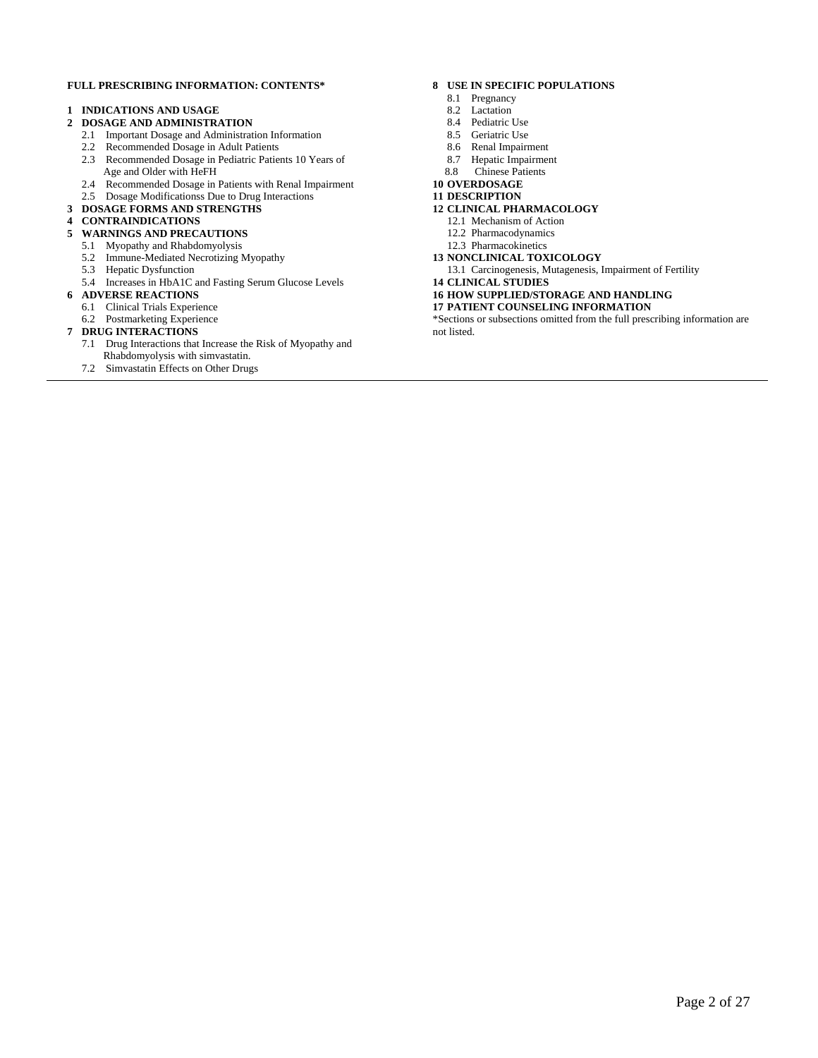**FULL PRESCRIBING INFORMATION: CONTENTS***

**1 INDICATIONS AND USAGE**

**2 DOSAGE AND ADMINISTRATION**

- 2.1 Important Dosage and Administration Information
- 2.2 Recommended Dosage in Adult Patients
- 2.3 Recommended Dosage in Pediatric Patients 10 Years of Age and Older with HeFH
- 2.4 Recommended Dosage in Patients with Renal Impairment
- 2.5 Dosage Modificationss Due to Drug Interactions

**3 DOSAGE FORMS AND STRENGTHS**

**4 CONTRAINDICATIONS**

**5 WARNINGS AND PRECAUTIONS**

- 5.1 Myopathy and Rhabdomyolysis
- 5.2 Immune-Mediated Necrotizing Myopathy
- 5.3 Hepatic Dysfunction
- 5.4 Increases in HbA1C and Fasting Serum Glucose Levels

**6 ADVERSE REACTIONS**

- 6.1 Clinical Trials Experience
- 6.2 Postmarketing Experience

**7 DRUG INTERACTIONS**

- 7.1 Drug Interactions that Increase the Risk of Myopathy and Rhabdomyolysis with simvastatin.
- 7.2 Simvastatin Effects on Other Drugs

**8 USE IN SPECIFIC POPULATIONS**

- 8.1 Pregnancy
- 8.2 Lactation
- 8.4 Pediatric Use
- 8.5 Geriatric Use
- 8.6 Renal Impairment
- 8.7 Hepatic Impairment
- 8.8 Chinese Patients

**10 OVERDOSAGE**

**11 DESCRIPTION**

**12 CLINICAL PHARMACOLOGY**

- 12.1 Mechanism of Action
- 12.2 Pharmacodynamics
- 12.3 Pharmacokinetics

**13 NONCLINICAL TOXICOLOGY**

- 13.1 Carcinogenesis, Mutagenesis, Impairment of Fertility

**14 CLINICAL STUDIES**

**16 HOW SUPPLIED/STORAGE AND HANDLING**

**17 PATIENT COUNSELING INFORMATION**

*Sections or subsections omitted from the full prescribing information are not listed.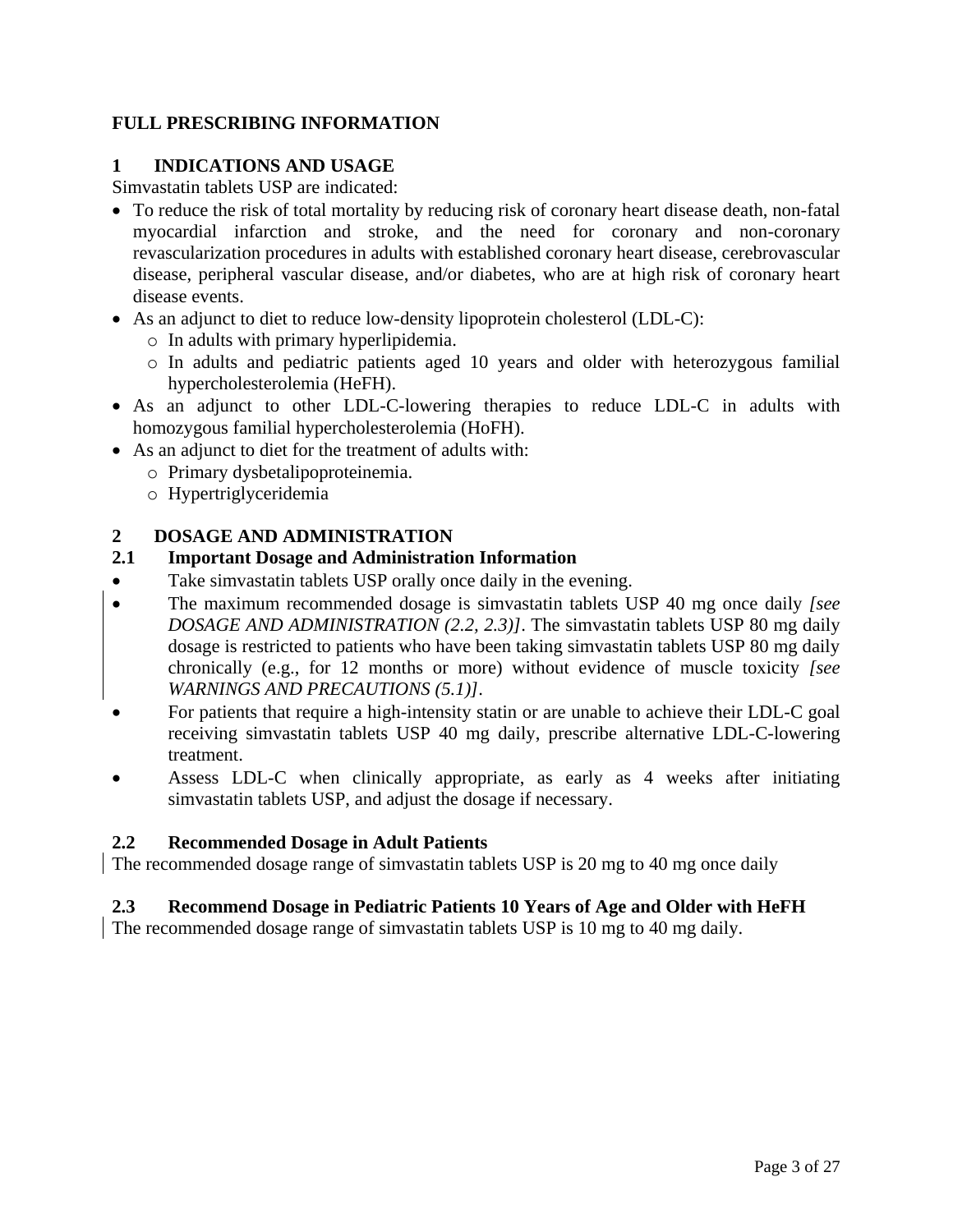# FULL PRESCRIBING INFORMATION

## 1 INDICATIONS AND USAGE

Simvastatin tablets USP are indicated:

- To reduce the risk of total mortality by reducing risk of coronary heart disease death, non-fatal myocardial infarction and stroke, and the need for coronary and non-coronary revascularization procedures in adults with established coronary heart disease, cerebrovascular disease, peripheral vascular disease, and/or diabetes, who are at high risk of coronary heart disease events.
- As an adjunct to diet to reduce low-density lipoprotein cholesterol (LDL-C):
  - In adults with primary hyperlipidemia.
  - In adults and pediatric patients aged 10 years and older with heterozygous familial hypercholesterolemia (HeFH).
- As an adjunct to other LDL-C-lowering therapies to reduce LDL-C in adults with homozygous familial hypercholesterolemia (HoFH).
- As an adjunct to diet for the treatment of adults with:
  - Primary dysbetalipoproteinemia.
  - Hypertriglyceridemia

## 2 DOSAGE AND ADMINISTRATION

### 2.1 Important Dosage and Administration Information

- Take simvastatin tablets USP orally once daily in the evening.
- The maximum recommended dosage is simvastatin tablets USP 40 mg once daily *[see DOSAGE AND ADMINISTRATION (2.2, 2.3)]*. The simvastatin tablets USP 80 mg daily dosage is restricted to patients who have been taking simvastatin tablets USP 80 mg daily chronically (e.g., for 12 months or more) without evidence of muscle toxicity *[see WARNINGS AND PRECAUTIONS (5.1)]*.
- For patients that require a high-intensity statin or are unable to achieve their LDL-C goal receiving simvastatin tablets USP 40 mg daily, prescribe alternative LDL-C-lowering treatment.
- Assess LDL-C when clinically appropriate, as early as 4 weeks after initiating simvastatin tablets USP, and adjust the dosage if necessary.

### 2.2 Recommended Dosage in Adult Patients

The recommended dosage range of simvastatin tablets USP is 20 mg to 40 mg once daily

### 2.3 Recommend Dosage in Pediatric Patients 10 Years of Age and Older with HeFH

The recommended dosage range of simvastatin tablets USP is 10 mg to 40 mg daily.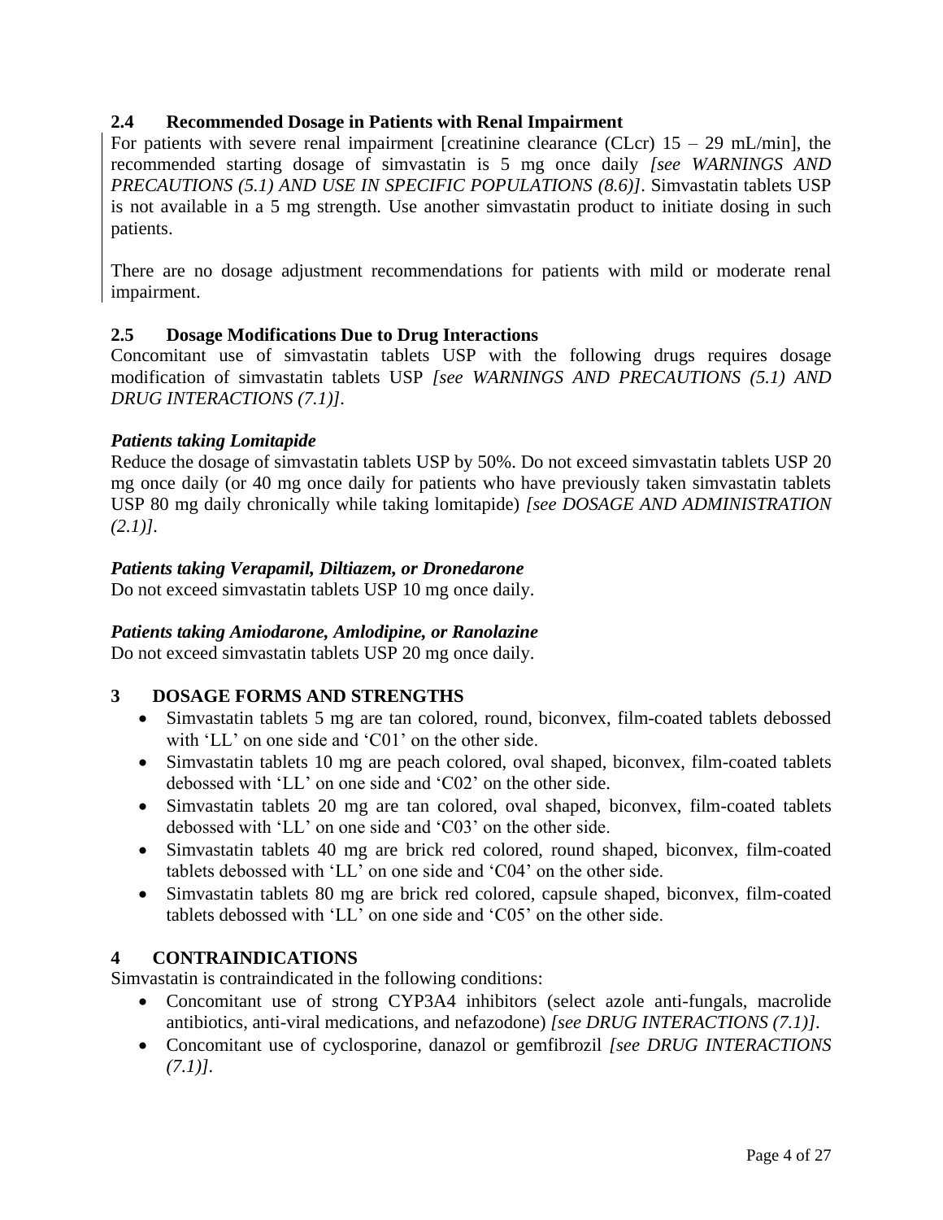### 2.4 Recommended Dosage in Patients with Renal Impairment

For patients with severe renal impairment [creatinine clearance (CLcr) 15 – 29 mL/min], the recommended starting dosage of simvastatin is 5 mg once daily *[see WARNINGS AND PRECAUTIONS (5.1) AND USE IN SPECIFIC POPULATIONS (8.6)]*. Simvastatin tablets USP is not available in a 5 mg strength. Use another simvastatin product to initiate dosing in such patients.

There are no dosage adjustment recommendations for patients with mild or moderate renal impairment.

### 2.5 Dosage Modifications Due to Drug Interactions

Concomitant use of simvastatin tablets USP with the following drugs requires dosage modification of simvastatin tablets USP *[see WARNINGS AND PRECAUTIONS (5.1) AND DRUG INTERACTIONS (7.1)]*.

***Patients taking Lomitapide***

Reduce the dosage of simvastatin tablets USP by 50%. Do not exceed simvastatin tablets USP 20 mg once daily (or 40 mg once daily for patients who have previously taken simvastatin tablets USP 80 mg daily chronically while taking lomitapide) *[see DOSAGE AND ADMINISTRATION (2.1)]*.

***Patients taking Verapamil, Diltiazem, or Dronedarone***

Do not exceed simvastatin tablets USP 10 mg once daily.

***Patients taking Amiodarone, Amlodipine, or Ranolazine***

Do not exceed simvastatin tablets USP 20 mg once daily.

## 3 DOSAGE FORMS AND STRENGTHS

- Simvastatin tablets 5 mg are tan colored, round, biconvex, film-coated tablets debossed with 'LL' on one side and 'C01' on the other side.
- Simvastatin tablets 10 mg are peach colored, oval shaped, biconvex, film-coated tablets debossed with 'LL' on one side and 'C02' on the other side.
- Simvastatin tablets 20 mg are tan colored, oval shaped, biconvex, film-coated tablets debossed with 'LL' on one side and 'C03' on the other side.
- Simvastatin tablets 40 mg are brick red colored, round shaped, biconvex, film-coated tablets debossed with 'LL' on one side and 'C04' on the other side.
- Simvastatin tablets 80 mg are brick red colored, capsule shaped, biconvex, film-coated tablets debossed with 'LL' on one side and 'C05' on the other side.

## 4 CONTRAINDICATIONS

Simvastatin is contraindicated in the following conditions:

- Concomitant use of strong CYP3A4 inhibitors (select azole anti-fungals, macrolide antibiotics, anti-viral medications, and nefazodone) *[see DRUG INTERACTIONS (7.1)]*.
- Concomitant use of cyclosporine, danazol or gemfibrozil *[see DRUG INTERACTIONS (7.1)]*.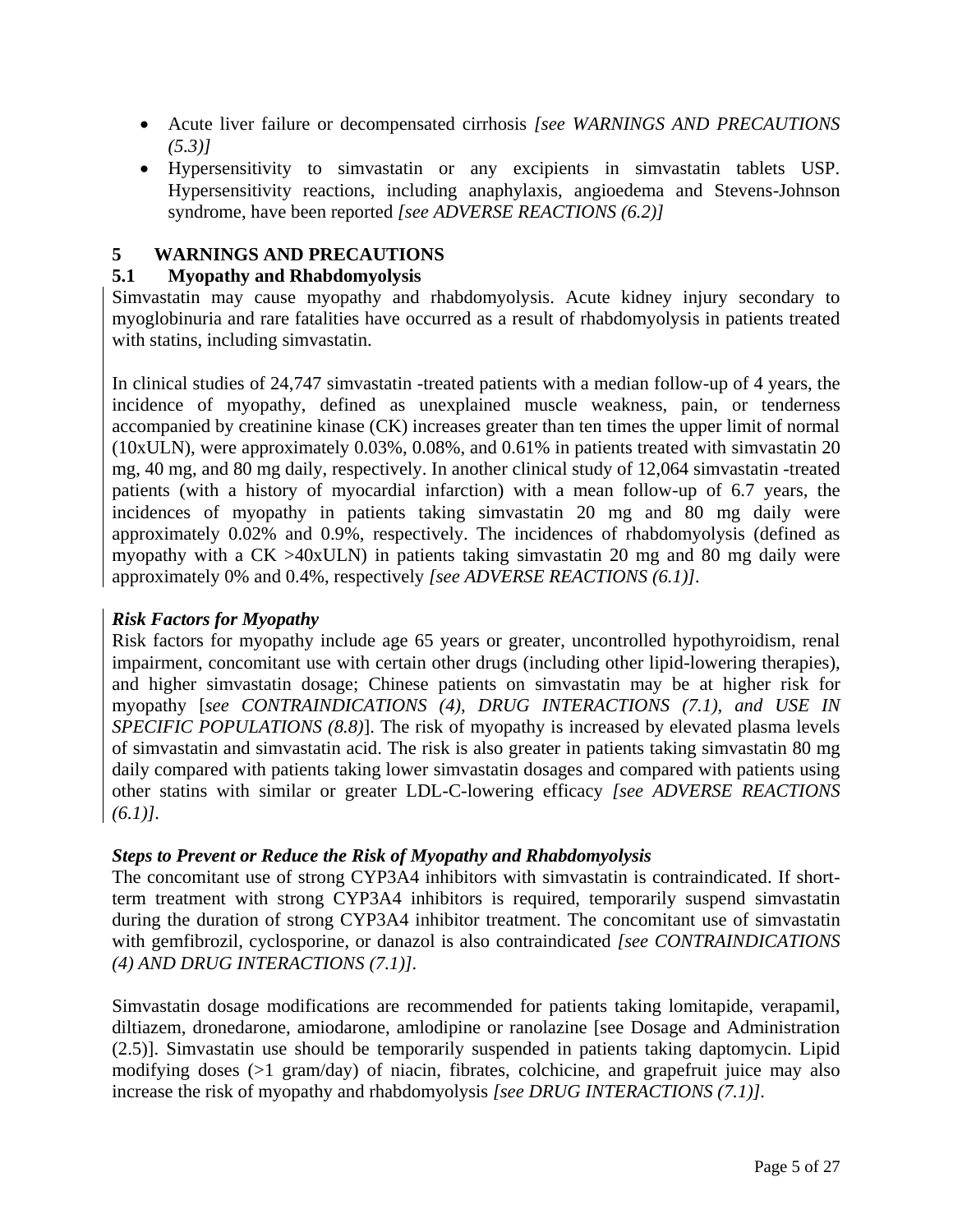- Acute liver failure or decompensated cirrhosis *[see WARNINGS AND PRECAUTIONS (5.3)]*
- Hypersensitivity to simvastatin or any excipients in simvastatin tablets USP. Hypersensitivity reactions, including anaphylaxis, angioedema and Stevens-Johnson syndrome, have been reported *[see ADVERSE REACTIONS (6.2)]*

## 5 WARNINGS AND PRECAUTIONS

### 5.1 Myopathy and Rhabdomyolysis

Simvastatin may cause myopathy and rhabdomyolysis. Acute kidney injury secondary to myoglobinuria and rare fatalities have occurred as a result of rhabdomyolysis in patients treated with statins, including simvastatin.

In clinical studies of 24,747 simvastatin -treated patients with a median follow-up of 4 years, the incidence of myopathy, defined as unexplained muscle weakness, pain, or tenderness accompanied by creatinine kinase (CK) increases greater than ten times the upper limit of normal (10xULN), were approximately 0.03%, 0.08%, and 0.61% in patients treated with simvastatin 20 mg, 40 mg, and 80 mg daily, respectively. In another clinical study of 12,064 simvastatin -treated patients (with a history of myocardial infarction) with a mean follow-up of 6.7 years, the incidences of myopathy in patients taking simvastatin 20 mg and 80 mg daily were approximately 0.02% and 0.9%, respectively. The incidences of rhabdomyolysis (defined as myopathy with a CK >40xULN) in patients taking simvastatin 20 mg and 80 mg daily were approximately 0% and 0.4%, respectively *[see ADVERSE REACTIONS (6.1)]*.

***Risk Factors for Myopathy***

Risk factors for myopathy include age 65 years or greater, uncontrolled hypothyroidism, renal impairment, concomitant use with certain other drugs (including other lipid-lowering therapies), and higher simvastatin dosage; Chinese patients on simvastatin may be at higher risk for myopathy [*see CONTRAINDICATIONS (4), DRUG INTERACTIONS (7.1), and USE IN SPECIFIC POPULATIONS (8.8)*]. The risk of myopathy is increased by elevated plasma levels of simvastatin and simvastatin acid. The risk is also greater in patients taking simvastatin 80 mg daily compared with patients taking lower simvastatin dosages and compared with patients using other statins with similar or greater LDL-C-lowering efficacy *[see ADVERSE REACTIONS (6.1)]*.

***Steps to Prevent or Reduce the Risk of Myopathy and Rhabdomyolysis***

The concomitant use of strong CYP3A4 inhibitors with simvastatin is contraindicated. If short-term treatment with strong CYP3A4 inhibitors is required, temporarily suspend simvastatin during the duration of strong CYP3A4 inhibitor treatment. The concomitant use of simvastatin with gemfibrozil, cyclosporine, or danazol is also contraindicated *[see CONTRAINDICATIONS (4) AND DRUG INTERACTIONS (7.1)]*.

Simvastatin dosage modifications are recommended for patients taking lomitapide, verapamil, diltiazem, dronedarone, amiodarone, amlodipine or ranolazine [see Dosage and Administration (2.5)]. Simvastatin use should be temporarily suspended in patients taking daptomycin. Lipid modifying doses (>1 gram/day) of niacin, fibrates, colchicine, and grapefruit juice may also increase the risk of myopathy and rhabdomyolysis *[see DRUG INTERACTIONS (7.1)]*.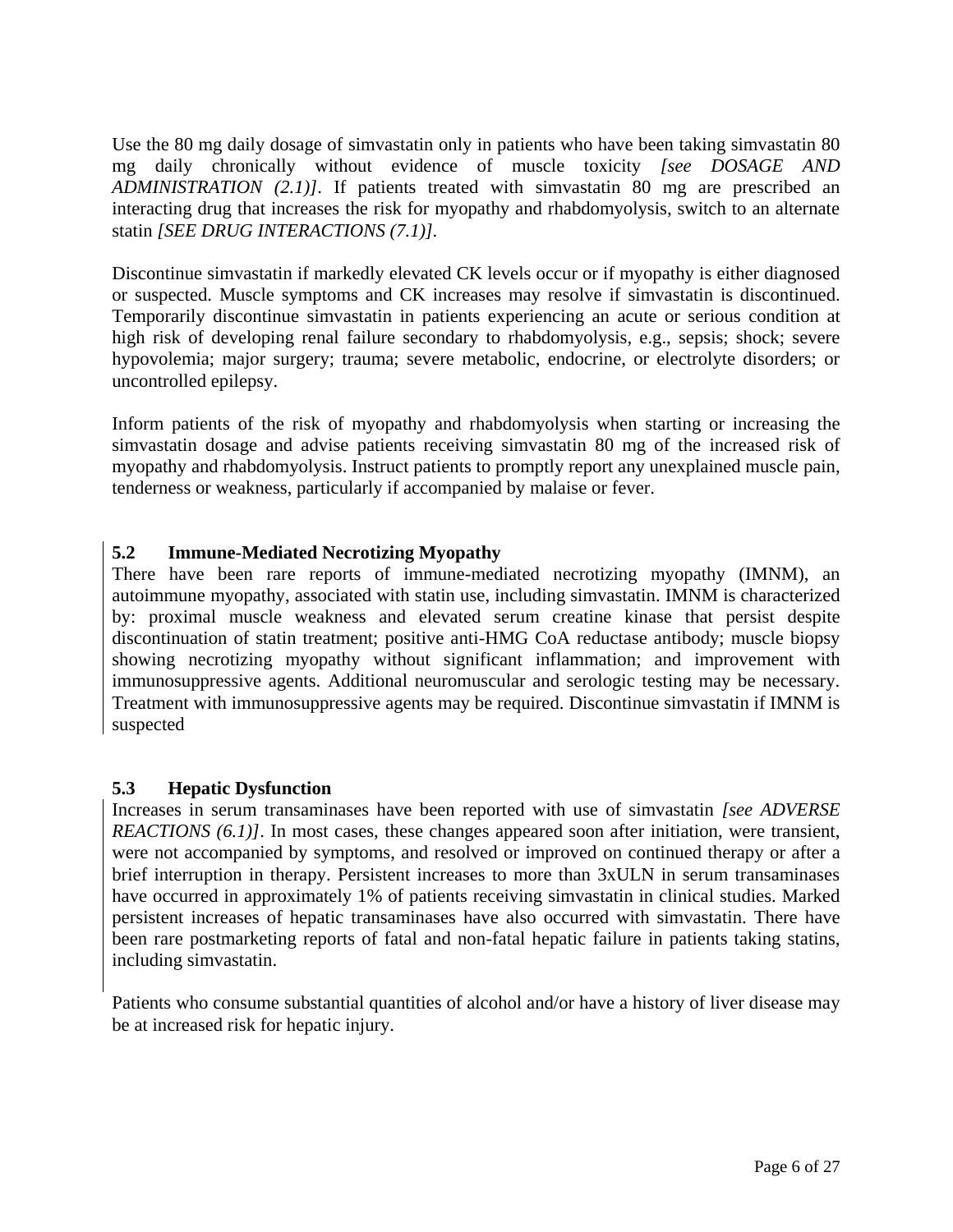Use the 80 mg daily dosage of simvastatin only in patients who have been taking simvastatin 80 mg daily chronically without evidence of muscle toxicity *[see DOSAGE AND ADMINISTRATION (2.1)]*. If patients treated with simvastatin 80 mg are prescribed an interacting drug that increases the risk for myopathy and rhabdomyolysis, switch to an alternate statin *[SEE DRUG INTERACTIONS (7.1)]*.

Discontinue simvastatin if markedly elevated CK levels occur or if myopathy is either diagnosed or suspected. Muscle symptoms and CK increases may resolve if simvastatin is discontinued. Temporarily discontinue simvastatin in patients experiencing an acute or serious condition at high risk of developing renal failure secondary to rhabdomyolysis, e.g., sepsis; shock; severe hypovolemia; major surgery; trauma; severe metabolic, endocrine, or electrolyte disorders; or uncontrolled epilepsy.

Inform patients of the risk of myopathy and rhabdomyolysis when starting or increasing the simvastatin dosage and advise patients receiving simvastatin 80 mg of the increased risk of myopathy and rhabdomyolysis. Instruct patients to promptly report any unexplained muscle pain, tenderness or weakness, particularly if accompanied by malaise or fever.

### 5.2 Immune-Mediated Necrotizing Myopathy

There have been rare reports of immune-mediated necrotizing myopathy (IMNM), an autoimmune myopathy, associated with statin use, including simvastatin. IMNM is characterized by: proximal muscle weakness and elevated serum creatine kinase that persist despite discontinuation of statin treatment; positive anti-HMG CoA reductase antibody; muscle biopsy showing necrotizing myopathy without significant inflammation; and improvement with immunosuppressive agents. Additional neuromuscular and serologic testing may be necessary. Treatment with immunosuppressive agents may be required. Discontinue simvastatin if IMNM is suspected

### 5.3 Hepatic Dysfunction

Increases in serum transaminases have been reported with use of simvastatin *[see ADVERSE REACTIONS (6.1)]*. In most cases, these changes appeared soon after initiation, were transient, were not accompanied by symptoms, and resolved or improved on continued therapy or after a brief interruption in therapy. Persistent increases to more than 3xULN in serum transaminases have occurred in approximately 1% of patients receiving simvastatin in clinical studies. Marked persistent increases of hepatic transaminases have also occurred with simvastatin. There have been rare postmarketing reports of fatal and non-fatal hepatic failure in patients taking statins, including simvastatin.

Patients who consume substantial quantities of alcohol and/or have a history of liver disease may be at increased risk for hepatic injury.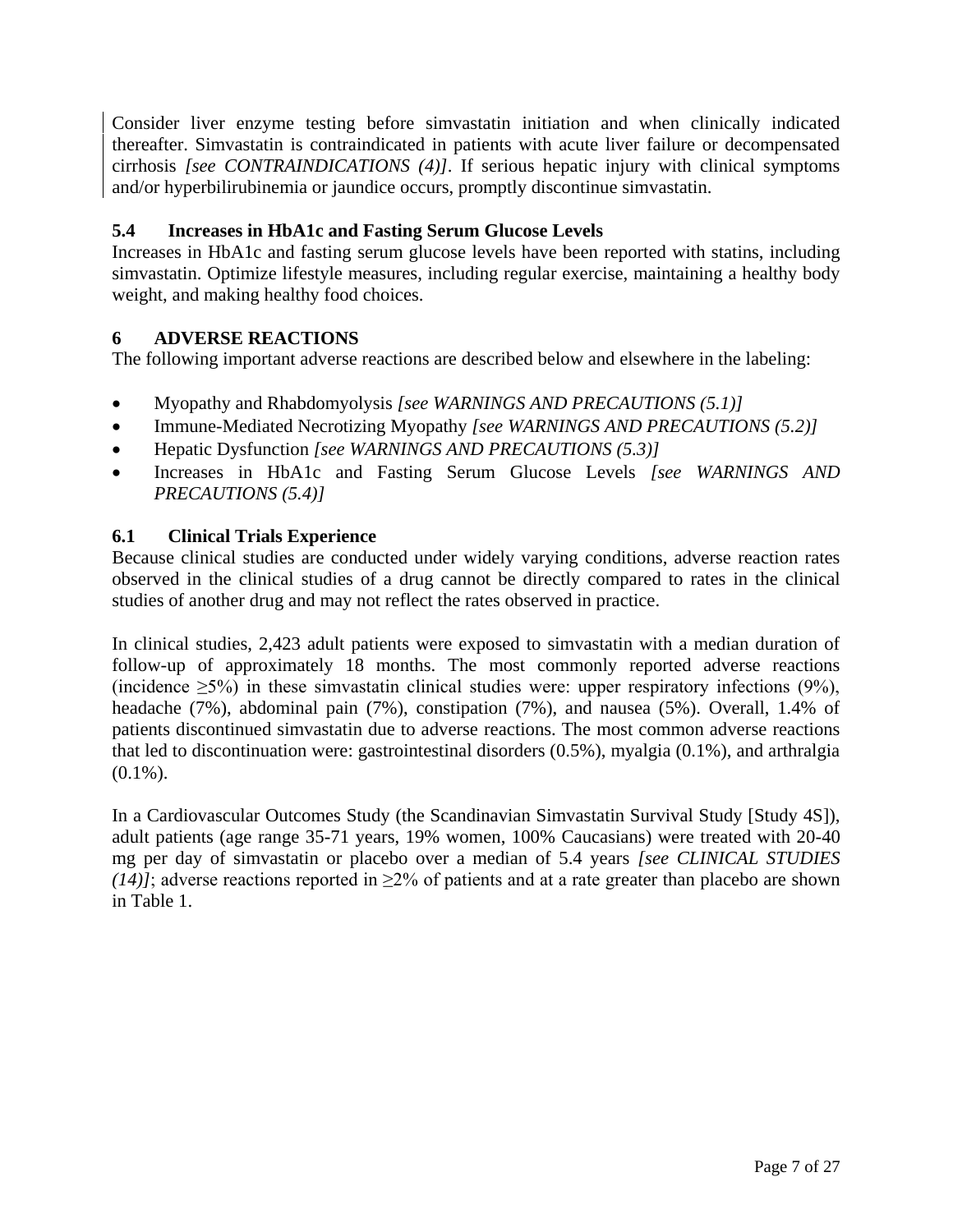Consider liver enzyme testing before simvastatin initiation and when clinically indicated thereafter. Simvastatin is contraindicated in patients with acute liver failure or decompensated cirrhosis *[see CONTRAINDICATIONS (4)]*. If serious hepatic injury with clinical symptoms and/or hyperbilirubinemia or jaundice occurs, promptly discontinue simvastatin.

### 5.4 Increases in HbA1c and Fasting Serum Glucose Levels

Increases in HbA1c and fasting serum glucose levels have been reported with statins, including simvastatin. Optimize lifestyle measures, including regular exercise, maintaining a healthy body weight, and making healthy food choices.

## 6 ADVERSE REACTIONS

The following important adverse reactions are described below and elsewhere in the labeling:

- Myopathy and Rhabdomyolysis *[see WARNINGS AND PRECAUTIONS (5.1)]*
- Immune-Mediated Necrotizing Myopathy *[see WARNINGS AND PRECAUTIONS (5.2)]*
- Hepatic Dysfunction *[see WARNINGS AND PRECAUTIONS (5.3)]*
- Increases in HbA1c and Fasting Serum Glucose Levels *[see WARNINGS AND PRECAUTIONS (5.4)]*

### 6.1 Clinical Trials Experience

Because clinical studies are conducted under widely varying conditions, adverse reaction rates observed in the clinical studies of a drug cannot be directly compared to rates in the clinical studies of another drug and may not reflect the rates observed in practice.

In clinical studies, 2,423 adult patients were exposed to simvastatin with a median duration of follow-up of approximately 18 months. The most commonly reported adverse reactions (incidence ≥5%) in these simvastatin clinical studies were: upper respiratory infections (9%), headache (7%), abdominal pain (7%), constipation (7%), and nausea (5%). Overall, 1.4% of patients discontinued simvastatin due to adverse reactions. The most common adverse reactions that led to discontinuation were: gastrointestinal disorders (0.5%), myalgia (0.1%), and arthralgia (0.1%).

In a Cardiovascular Outcomes Study (the Scandinavian Simvastatin Survival Study [Study 4S]), adult patients (age range 35-71 years, 19% women, 100% Caucasians) were treated with 20-40 mg per day of simvastatin or placebo over a median of 5.4 years *[see CLINICAL STUDIES (14)]*; adverse reactions reported in ≥2% of patients and at a rate greater than placebo are shown in Table 1.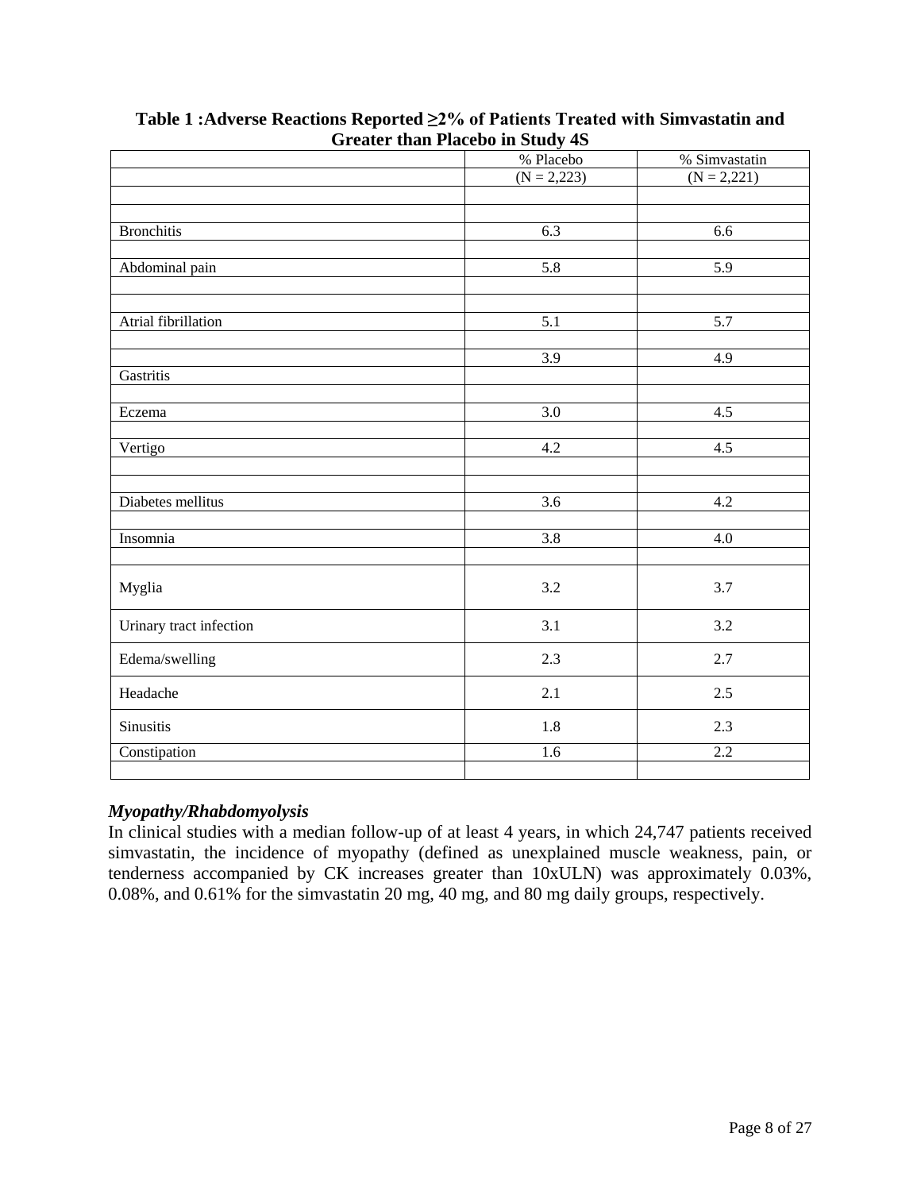**Table 1 :Adverse Reactions Reported ≥2% of Patients Treated with Simvastatin and Greater than Placebo in Study 4S**

| | % Placebo (N = 2,223) | % Simvastatin (N = 2,221) |
|---|---|---|
| Bronchitis | 6.3 | 6.6 |
| Abdominal pain | 5.8 | 5.9 |
| Atrial fibrillation | 5.1 | 5.7 |
| Gastritis | 3.9 | 4.9 |
| Eczema | 3.0 | 4.5 |
| Vertigo | 4.2 | 4.5 |
| Diabetes mellitus | 3.6 | 4.2 |
| Insomnia | 3.8 | 4.0 |
| Myglia | 3.2 | 3.7 |
| Urinary tract infection | 3.1 | 3.2 |
| Edema/swelling | 2.3 | 2.7 |
| Headache | 2.1 | 2.5 |
| Sinusitis | 1.8 | 2.3 |
| Constipation | 1.6 | 2.2 |

***Myopathy/Rhabdomyolysis***

In clinical studies with a median follow-up of at least 4 years, in which 24,747 patients received simvastatin, the incidence of myopathy (defined as unexplained muscle weakness, pain, or tenderness accompanied by CK increases greater than 10xULN) was approximately 0.03%, 0.08%, and 0.61% for the simvastatin 20 mg, 40 mg, and 80 mg daily groups, respectively.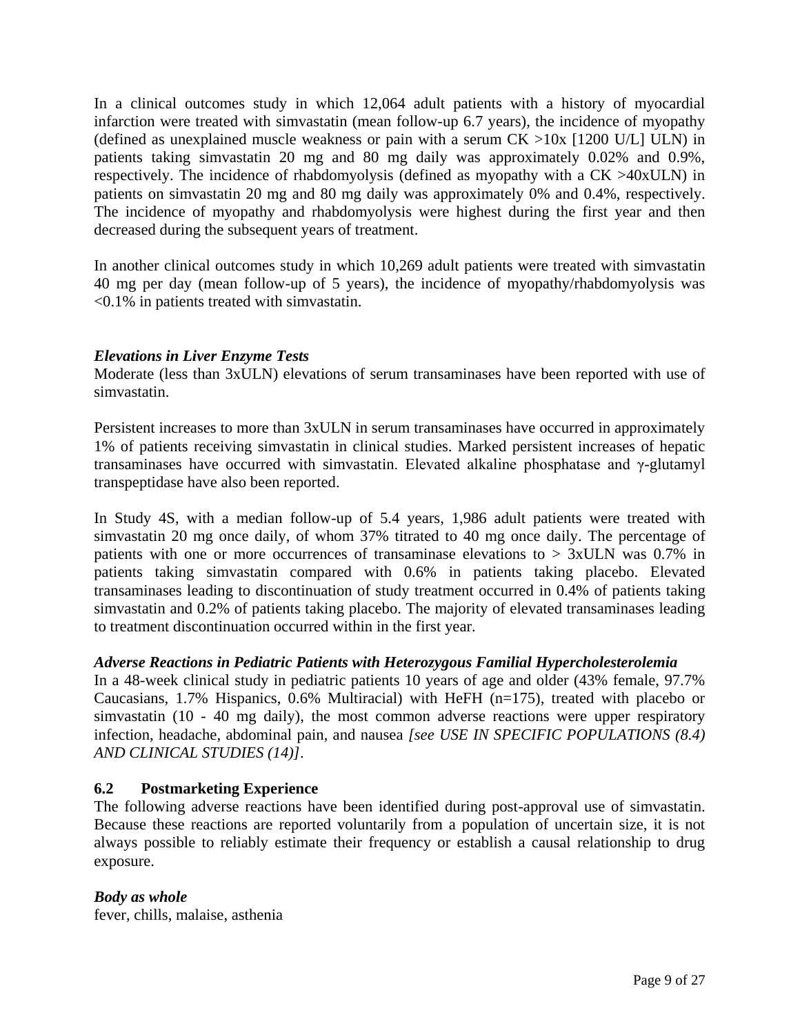In a clinical outcomes study in which 12,064 adult patients with a history of myocardial infarction were treated with simvastatin (mean follow-up 6.7 years), the incidence of myopathy (defined as unexplained muscle weakness or pain with a serum CK >10x [1200 U/L] ULN) in patients taking simvastatin 20 mg and 80 mg daily was approximately 0.02% and 0.9%, respectively. The incidence of rhabdomyolysis (defined as myopathy with a CK >40xULN) in patients on simvastatin 20 mg and 80 mg daily was approximately 0% and 0.4%, respectively. The incidence of myopathy and rhabdomyolysis were highest during the first year and then decreased during the subsequent years of treatment.

In another clinical outcomes study in which 10,269 adult patients were treated with simvastatin 40 mg per day (mean follow-up of 5 years), the incidence of myopathy/rhabdomyolysis was <0.1% in patients treated with simvastatin.

***Elevations in Liver Enzyme Tests***

Moderate (less than 3xULN) elevations of serum transaminases have been reported with use of simvastatin.

Persistent increases to more than 3xULN in serum transaminases have occurred in approximately 1% of patients receiving simvastatin in clinical studies. Marked persistent increases of hepatic transaminases have occurred with simvastatin. Elevated alkaline phosphatase and γ-glutamyl transpeptidase have also been reported.

In Study 4S, with a median follow-up of 5.4 years, 1,986 adult patients were treated with simvastatin 20 mg once daily, of whom 37% titrated to 40 mg once daily. The percentage of patients with one or more occurrences of transaminase elevations to > 3xULN was 0.7% in patients taking simvastatin compared with 0.6% in patients taking placebo. Elevated transaminases leading to discontinuation of study treatment occurred in 0.4% of patients taking simvastatin and 0.2% of patients taking placebo. The majority of elevated transaminases leading to treatment discontinuation occurred within in the first year.

***Adverse Reactions in Pediatric Patients with Heterozygous Familial Hypercholesterolemia***

In a 48-week clinical study in pediatric patients 10 years of age and older (43% female, 97.7% Caucasians, 1.7% Hispanics, 0.6% Multiracial) with HeFH (n=175), treated with placebo or simvastatin (10 - 40 mg daily), the most common adverse reactions were upper respiratory infection, headache, abdominal pain, and nausea *[see USE IN SPECIFIC POPULATIONS (8.4) AND CLINICAL STUDIES (14)]*.

## 6.2 Postmarketing Experience

The following adverse reactions have been identified during post-approval use of simvastatin. Because these reactions are reported voluntarily from a population of uncertain size, it is not always possible to reliably estimate their frequency or establish a causal relationship to drug exposure.

***Body as whole***

fever, chills, malaise, asthenia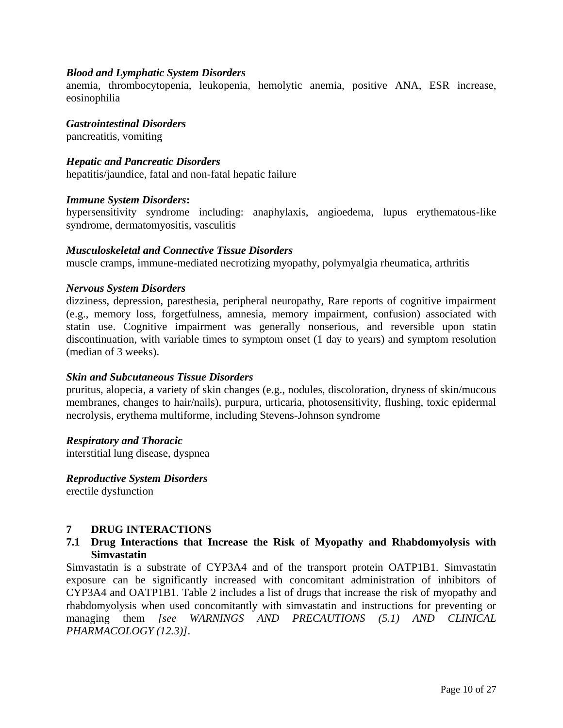*Blood and Lymphatic System Disorders*
anemia, thrombocytopenia, leukopenia, hemolytic anemia, positive ANA, ESR increase, eosinophilia

*Gastrointestinal Disorders*
pancreatitis, vomiting

*Hepatic and Pancreatic Disorders*
hepatitis/jaundice, fatal and non-fatal hepatic failure

***Immune System Disorders*:**
hypersensitivity syndrome including: anaphylaxis, angioedema, lupus erythematous-like syndrome, dermatomyositis, vasculitis

*Musculoskeletal and Connective Tissue Disorders*
muscle cramps, immune-mediated necrotizing myopathy, polymyalgia rheumatica, arthritis

*Nervous System Disorders*
dizziness, depression, paresthesia, peripheral neuropathy, Rare reports of cognitive impairment (e.g., memory loss, forgetfulness, amnesia, memory impairment, confusion) associated with statin use. Cognitive impairment was generally nonserious, and reversible upon statin discontinuation, with variable times to symptom onset (1 day to years) and symptom resolution (median of 3 weeks).

*Skin and Subcutaneous Tissue Disorders*
pruritus, alopecia, a variety of skin changes (e.g., nodules, discoloration, dryness of skin/mucous membranes, changes to hair/nails), purpura, urticaria, photosensitivity, flushing, toxic epidermal necrolysis, erythema multiforme, including Stevens-Johnson syndrome

*Respiratory and Thoracic*
interstitial lung disease, dyspnea

*Reproductive System Disorders*
erectile dysfunction

## 7 DRUG INTERACTIONS

### 7.1 Drug Interactions that Increase the Risk of Myopathy and Rhabdomyolysis with Simvastatin

Simvastatin is a substrate of CYP3A4 and of the transport protein OATP1B1. Simvastatin exposure can be significantly increased with concomitant administration of inhibitors of CYP3A4 and OATP1B1. Table 2 includes a list of drugs that increase the risk of myopathy and rhabdomyolysis when used concomitantly with simvastatin and instructions for preventing or managing them *[see WARNINGS AND PRECAUTIONS (5.1) AND CLINICAL PHARMACOLOGY (12.3)]*.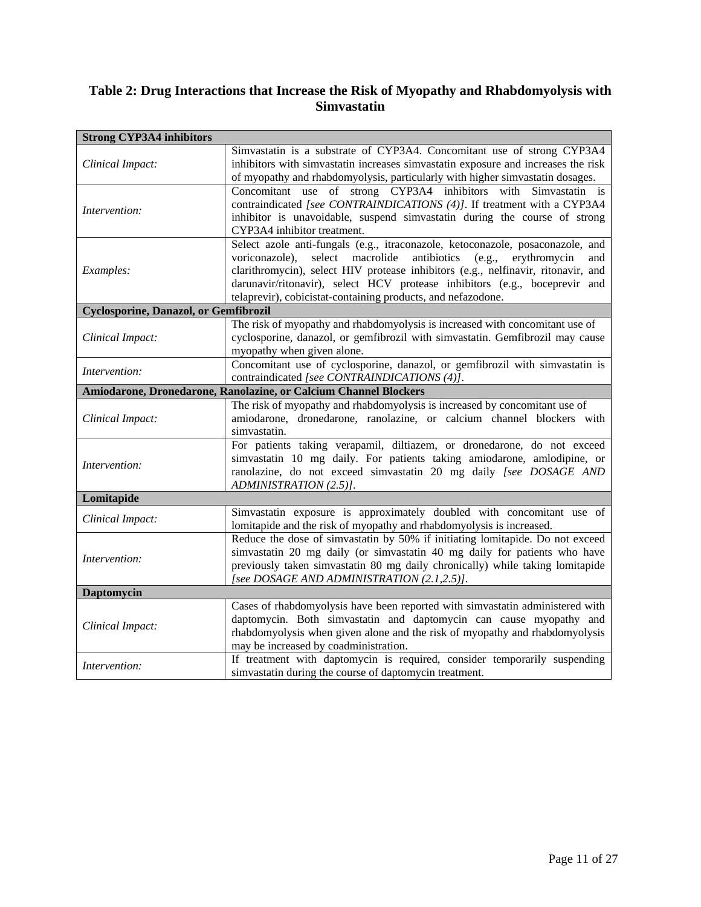**Table 2: Drug Interactions that Increase the Risk of Myopathy and Rhabdomyolysis with Simvastatin**

| | |
|---|---|
| **Strong CYP3A4 inhibitors** | |
| *Clinical Impact:* | Simvastatin is a substrate of CYP3A4. Concomitant use of strong CYP3A4 inhibitors with simvastatin increases simvastatin exposure and increases the risk of myopathy and rhabdomyolysis, particularly with higher simvastatin dosages. |
| *Intervention:* | Concomitant use of strong CYP3A4 inhibitors with Simvastatin is contraindicated *[see CONTRAINDICATIONS (4)]*. If treatment with a CYP3A4 inhibitor is unavoidable, suspend simvastatin during the course of strong CYP3A4 inhibitor treatment. |
| *Examples:* | Select azole anti-fungals (e.g., itraconazole, ketoconazole, posaconazole, and voriconazole), select macrolide antibiotics (e.g., erythromycin and clarithromycin), select HIV protease inhibitors (e.g., nelfinavir, ritonavir, and darunavir/ritonavir), select HCV protease inhibitors (e.g., boceprevir and telaprevir), cobicistat-containing products, and nefazodone. |
| **Cyclosporine, Danazol, or Gemfibrozil** | |
| *Clinical Impact:* | The risk of myopathy and rhabdomyolysis is increased with concomitant use of cyclosporine, danazol, or gemfibrozil with simvastatin. Gemfibrozil may cause myopathy when given alone. |
| *Intervention:* | Concomitant use of cyclosporine, danazol, or gemfibrozil with simvastatin is contraindicated *[see CONTRAINDICATIONS (4)]*. |
| **Amiodarone, Dronedarone, Ranolazine, or Calcium Channel Blockers** | |
| *Clinical Impact:* | The risk of myopathy and rhabdomyolysis is increased by concomitant use of amiodarone, dronedarone, ranolazine, or calcium channel blockers with simvastatin. |
| *Intervention:* | For patients taking verapamil, diltiazem, or dronedarone, do not exceed simvastatin 10 mg daily. For patients taking amiodarone, amlodipine, or ranolazine, do not exceed simvastatin 20 mg daily *[see DOSAGE AND ADMINISTRATION (2.5)]*. |
| **Lomitapide** | |
| *Clinical Impact:* | Simvastatin exposure is approximately doubled with concomitant use of lomitapide and the risk of myopathy and rhabdomyolysis is increased. |
| *Intervention:* | Reduce the dose of simvastatin by 50% if initiating lomitapide. Do not exceed simvastatin 20 mg daily (or simvastatin 40 mg daily for patients who have previously taken simvastatin 80 mg daily chronically) while taking lomitapide *[see DOSAGE AND ADMINISTRATION (2.1,2.5)]*. |
| **Daptomycin** | |
| *Clinical Impact:* | Cases of rhabdomyolysis have been reported with simvastatin administered with daptomycin. Both simvastatin and daptomycin can cause myopathy and rhabdomyolysis when given alone and the risk of myopathy and rhabdomyolysis may be increased by coadministration. |
| *Intervention:* | If treatment with daptomycin is required, consider temporarily suspending simvastatin during the course of daptomycin treatment. |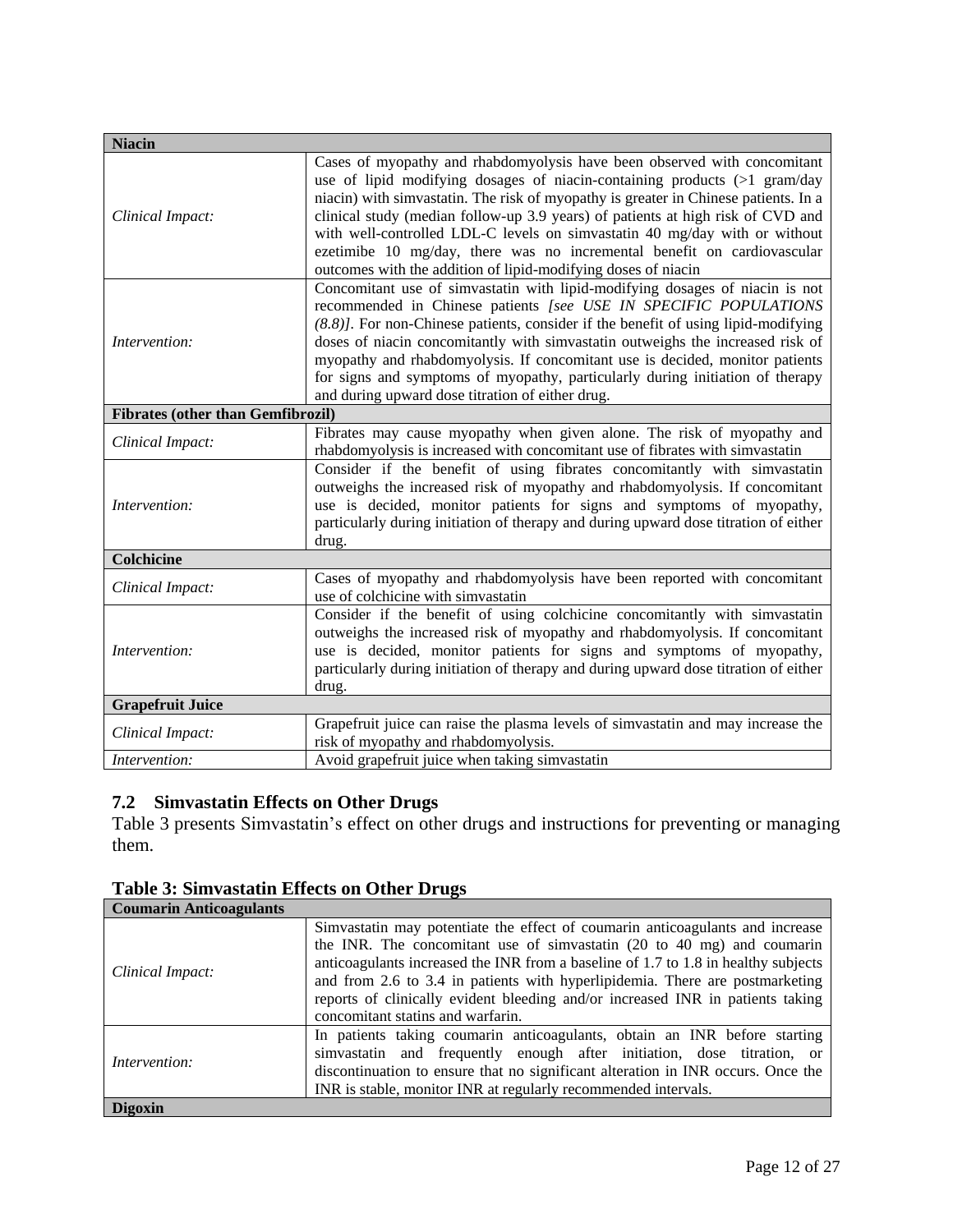| | |
|---|---|
| **Niacin** | |
| *Clinical Impact:* | Cases of myopathy and rhabdomyolysis have been observed with concomitant use of lipid modifying dosages of niacin-containing products (>1 gram/day niacin) with simvastatin. The risk of myopathy is greater in Chinese patients. In a clinical study (median follow-up 3.9 years) of patients at high risk of CVD and with well-controlled LDL-C levels on simvastatin 40 mg/day with or without ezetimibe 10 mg/day, there was no incremental benefit on cardiovascular outcomes with the addition of lipid-modifying doses of niacin |
| *Intervention:* | Concomitant use of simvastatin with lipid-modifying dosages of niacin is not recommended in Chinese patients *[see USE IN SPECIFIC POPULATIONS (8.8)]*. For non-Chinese patients, consider if the benefit of using lipid-modifying doses of niacin concomitantly with simvastatin outweighs the increased risk of myopathy and rhabdomyolysis. If concomitant use is decided, monitor patients for signs and symptoms of myopathy, particularly during initiation of therapy and during upward dose titration of either drug. |
| **Fibrates (other than Gemfibrozil)** | |
| *Clinical Impact:* | Fibrates may cause myopathy when given alone. The risk of myopathy and rhabdomyolysis is increased with concomitant use of fibrates with simvastatin |
| *Intervention:* | Consider if the benefit of using fibrates concomitantly with simvastatin outweighs the increased risk of myopathy and rhabdomyolysis. If concomitant use is decided, monitor patients for signs and symptoms of myopathy, particularly during initiation of therapy and during upward dose titration of either drug. |
| **Colchicine** | |
| *Clinical Impact:* | Cases of myopathy and rhabdomyolysis have been reported with concomitant use of colchicine with simvastatin |
| *Intervention:* | Consider if the benefit of using colchicine concomitantly with simvastatin outweighs the increased risk of myopathy and rhabdomyolysis. If concomitant use is decided, monitor patients for signs and symptoms of myopathy, particularly during initiation of therapy and during upward dose titration of either drug. |
| **Grapefruit Juice** | |
| *Clinical Impact:* | Grapefruit juice can raise the plasma levels of simvastatin and may increase the risk of myopathy and rhabdomyolysis. |
| *Intervention:* | Avoid grapefruit juice when taking simvastatin |

## 7.2 Simvastatin Effects on Other Drugs

Table 3 presents Simvastatin's effect on other drugs and instructions for preventing or managing them.

**Table 3: Simvastatin Effects on Other Drugs**

| | |
|---|---|
| **Coumarin Anticoagulants** | |
| *Clinical Impact:* | Simvastatin may potentiate the effect of coumarin anticoagulants and increase the INR. The concomitant use of simvastatin (20 to 40 mg) and coumarin anticoagulants increased the INR from a baseline of 1.7 to 1.8 in healthy subjects and from 2.6 to 3.4 in patients with hyperlipidemia. There are postmarketing reports of clinically evident bleeding and/or increased INR in patients taking concomitant statins and warfarin. |
| *Intervention:* | In patients taking coumarin anticoagulants, obtain an INR before starting simvastatin and frequently enough after initiation, dose titration, or discontinuation to ensure that no significant alteration in INR occurs. Once the INR is stable, monitor INR at regularly recommended intervals. |
| **Digoxin** | |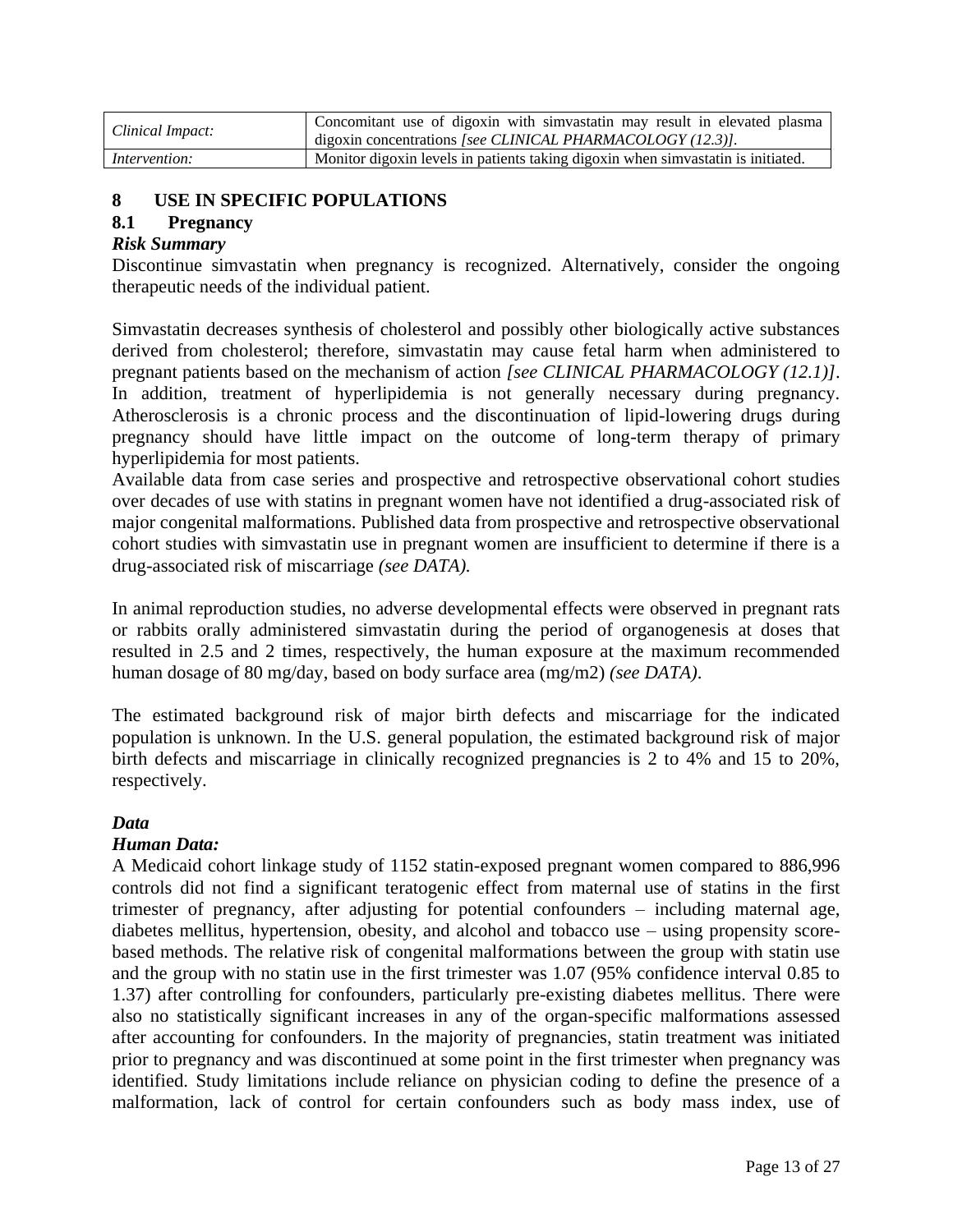| | |
|---|---|
| *Clinical Impact:* | Concomitant use of digoxin with simvastatin may result in elevated plasma digoxin concentrations *[see CLINICAL PHARMACOLOGY (12.3)]*. |
| *Intervention:* | Monitor digoxin levels in patients taking digoxin when simvastatin is initiated. |

## 8 USE IN SPECIFIC POPULATIONS

### 8.1 Pregnancy

***Risk Summary***

Discontinue simvastatin when pregnancy is recognized. Alternatively, consider the ongoing therapeutic needs of the individual patient.

Simvastatin decreases synthesis of cholesterol and possibly other biologically active substances derived from cholesterol; therefore, simvastatin may cause fetal harm when administered to pregnant patients based on the mechanism of action *[see CLINICAL PHARMACOLOGY (12.1)]*. In addition, treatment of hyperlipidemia is not generally necessary during pregnancy. Atherosclerosis is a chronic process and the discontinuation of lipid-lowering drugs during pregnancy should have little impact on the outcome of long-term therapy of primary hyperlipidemia for most patients.

Available data from case series and prospective and retrospective observational cohort studies over decades of use with statins in pregnant women have not identified a drug-associated risk of major congenital malformations. Published data from prospective and retrospective observational cohort studies with simvastatin use in pregnant women are insufficient to determine if there is a drug-associated risk of miscarriage *(see DATA).*

In animal reproduction studies, no adverse developmental effects were observed in pregnant rats or rabbits orally administered simvastatin during the period of organogenesis at doses that resulted in 2.5 and 2 times, respectively, the human exposure at the maximum recommended human dosage of 80 mg/day, based on body surface area (mg/m2) *(see DATA)*.

The estimated background risk of major birth defects and miscarriage for the indicated population is unknown. In the U.S. general population, the estimated background risk of major birth defects and miscarriage in clinically recognized pregnancies is 2 to 4% and 15 to 20%, respectively.

***Data***

***Human Data:***

A Medicaid cohort linkage study of 1152 statin-exposed pregnant women compared to 886,996 controls did not find a significant teratogenic effect from maternal use of statins in the first trimester of pregnancy, after adjusting for potential confounders – including maternal age, diabetes mellitus, hypertension, obesity, and alcohol and tobacco use – using propensity score-based methods. The relative risk of congenital malformations between the group with statin use and the group with no statin use in the first trimester was 1.07 (95% confidence interval 0.85 to 1.37) after controlling for confounders, particularly pre-existing diabetes mellitus. There were also no statistically significant increases in any of the organ-specific malformations assessed after accounting for confounders. In the majority of pregnancies, statin treatment was initiated prior to pregnancy and was discontinued at some point in the first trimester when pregnancy was identified. Study limitations include reliance on physician coding to define the presence of a malformation, lack of control for certain confounders such as body mass index, use of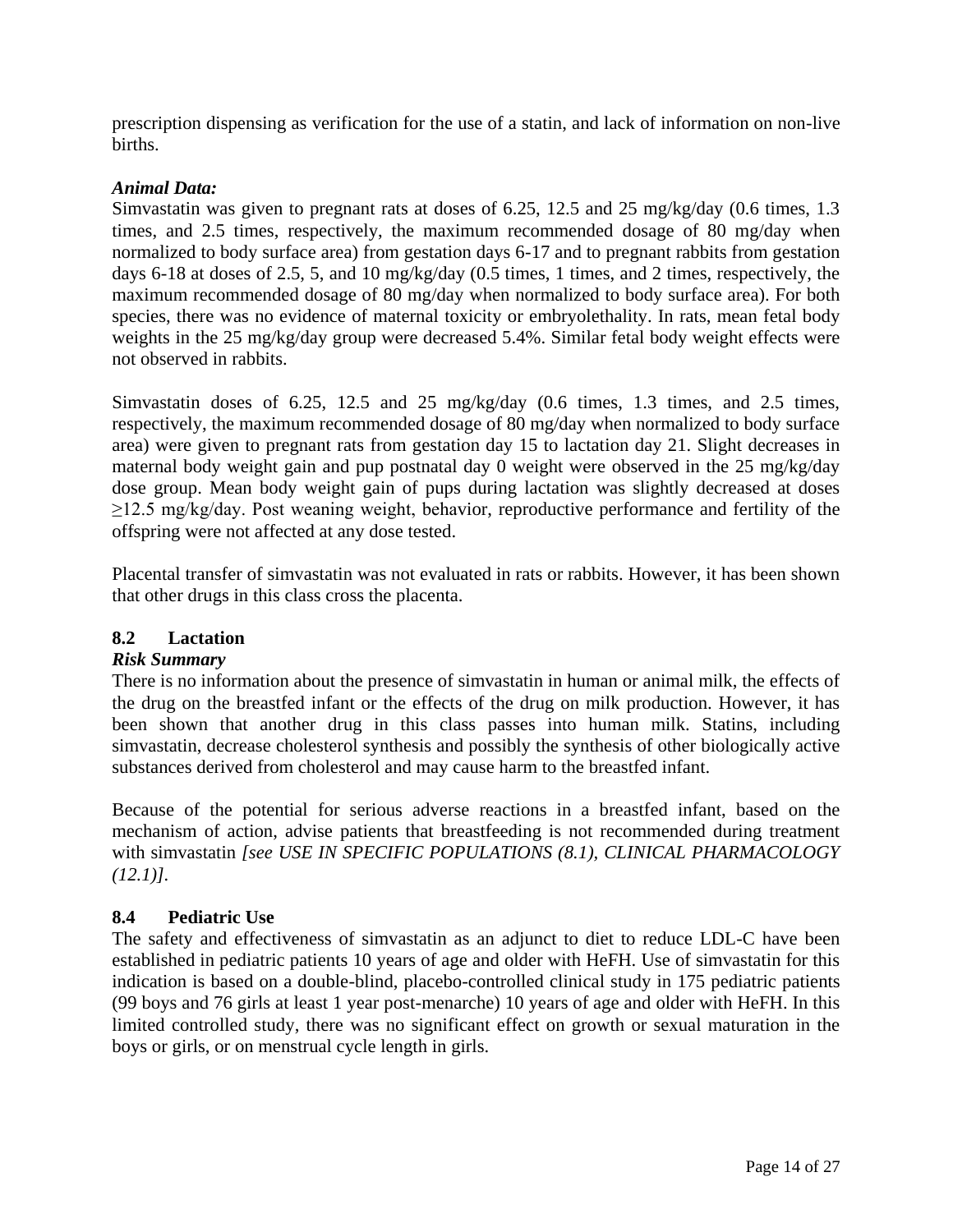prescription dispensing as verification for the use of a statin, and lack of information on non-live births.

***Animal Data:***

Simvastatin was given to pregnant rats at doses of 6.25, 12.5 and 25 mg/kg/day (0.6 times, 1.3 times, and 2.5 times, respectively, the maximum recommended dosage of 80 mg/day when normalized to body surface area) from gestation days 6-17 and to pregnant rabbits from gestation days 6-18 at doses of 2.5, 5, and 10 mg/kg/day (0.5 times, 1 times, and 2 times, respectively, the maximum recommended dosage of 80 mg/day when normalized to body surface area). For both species, there was no evidence of maternal toxicity or embryolethality. In rats, mean fetal body weights in the 25 mg/kg/day group were decreased 5.4%. Similar fetal body weight effects were not observed in rabbits.

Simvastatin doses of 6.25, 12.5 and 25 mg/kg/day (0.6 times, 1.3 times, and 2.5 times, respectively, the maximum recommended dosage of 80 mg/day when normalized to body surface area) were given to pregnant rats from gestation day 15 to lactation day 21. Slight decreases in maternal body weight gain and pup postnatal day 0 weight were observed in the 25 mg/kg/day dose group. Mean body weight gain of pups during lactation was slightly decreased at doses ≥12.5 mg/kg/day. Post weaning weight, behavior, reproductive performance and fertility of the offspring were not affected at any dose tested.

Placental transfer of simvastatin was not evaluated in rats or rabbits. However, it has been shown that other drugs in this class cross the placenta.

## 8.2 Lactation

***Risk Summary***

There is no information about the presence of simvastatin in human or animal milk, the effects of the drug on the breastfed infant or the effects of the drug on milk production. However, it has been shown that another drug in this class passes into human milk. Statins, including simvastatin, decrease cholesterol synthesis and possibly the synthesis of other biologically active substances derived from cholesterol and may cause harm to the breastfed infant.

Because of the potential for serious adverse reactions in a breastfed infant, based on the mechanism of action, advise patients that breastfeeding is not recommended during treatment with simvastatin *[see USE IN SPECIFIC POPULATIONS (8.1), CLINICAL PHARMACOLOGY (12.1)]*.

## 8.4 Pediatric Use

The safety and effectiveness of simvastatin as an adjunct to diet to reduce LDL-C have been established in pediatric patients 10 years of age and older with HeFH. Use of simvastatin for this indication is based on a double-blind, placebo-controlled clinical study in 175 pediatric patients (99 boys and 76 girls at least 1 year post-menarche) 10 years of age and older with HeFH. In this limited controlled study, there was no significant effect on growth or sexual maturation in the boys or girls, or on menstrual cycle length in girls.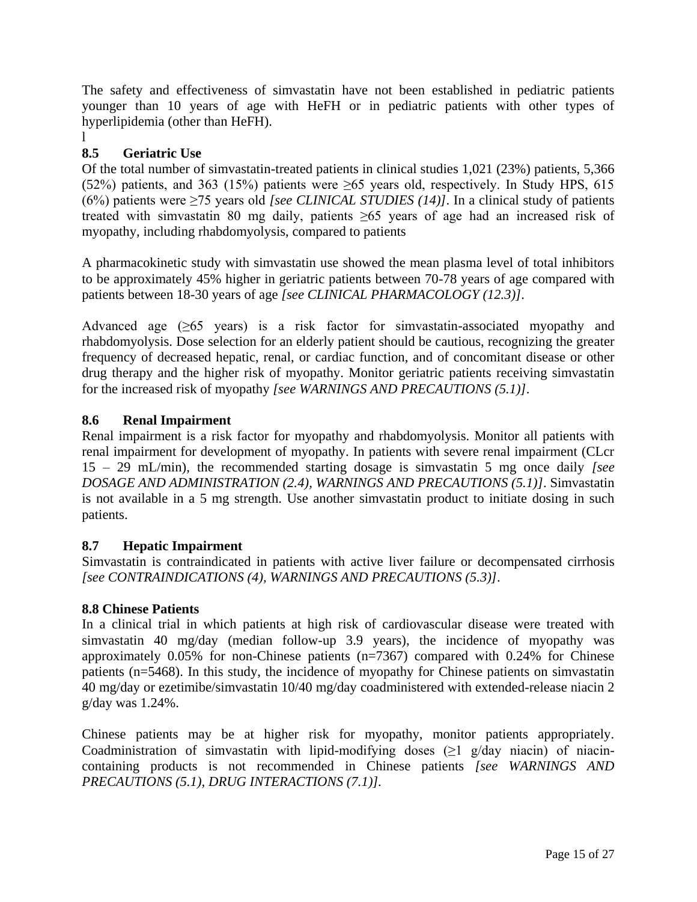The safety and effectiveness of simvastatin have not been established in pediatric patients younger than 10 years of age with HeFH or in pediatric patients with other types of hyperlipidemia (other than HeFH).
l

### 8.5 Geriatric Use

Of the total number of simvastatin-treated patients in clinical studies 1,021 (23%) patients, 5,366 (52%) patients, and 363 (15%) patients were ≥65 years old, respectively. In Study HPS, 615 (6%) patients were ≥75 years old *[see CLINICAL STUDIES (14)]*. In a clinical study of patients treated with simvastatin 80 mg daily, patients ≥65 years of age had an increased risk of myopathy, including rhabdomyolysis, compared to patients

A pharmacokinetic study with simvastatin use showed the mean plasma level of total inhibitors to be approximately 45% higher in geriatric patients between 70-78 years of age compared with patients between 18-30 years of age *[see CLINICAL PHARMACOLOGY (12.3)]*.

Advanced age (≥65 years) is a risk factor for simvastatin-associated myopathy and rhabdomyolysis. Dose selection for an elderly patient should be cautious, recognizing the greater frequency of decreased hepatic, renal, or cardiac function, and of concomitant disease or other drug therapy and the higher risk of myopathy. Monitor geriatric patients receiving simvastatin for the increased risk of myopathy *[see WARNINGS AND PRECAUTIONS (5.1)]*.

### 8.6 Renal Impairment

Renal impairment is a risk factor for myopathy and rhabdomyolysis. Monitor all patients with renal impairment for development of myopathy. In patients with severe renal impairment (CLcr 15 – 29 mL/min), the recommended starting dosage is simvastatin 5 mg once daily *[see DOSAGE AND ADMINISTRATION (2.4), WARNINGS AND PRECAUTIONS (5.1)]*. Simvastatin is not available in a 5 mg strength. Use another simvastatin product to initiate dosing in such patients.

### 8.7 Hepatic Impairment

Simvastatin is contraindicated in patients with active liver failure or decompensated cirrhosis *[see CONTRAINDICATIONS (4), WARNINGS AND PRECAUTIONS (5.3)]*.

### 8.8 Chinese Patients

In a clinical trial in which patients at high risk of cardiovascular disease were treated with simvastatin 40 mg/day (median follow-up 3.9 years), the incidence of myopathy was approximately 0.05% for non-Chinese patients (n=7367) compared with 0.24% for Chinese patients (n=5468). In this study, the incidence of myopathy for Chinese patients on simvastatin 40 mg/day or ezetimibe/simvastatin 10/40 mg/day coadministered with extended-release niacin 2 g/day was 1.24%.

Chinese patients may be at higher risk for myopathy, monitor patients appropriately. Coadministration of simvastatin with lipid-modifying doses (≥1 g/day niacin) of niacin-containing products is not recommended in Chinese patients *[see WARNINGS AND PRECAUTIONS (5.1), DRUG INTERACTIONS (7.1)]*.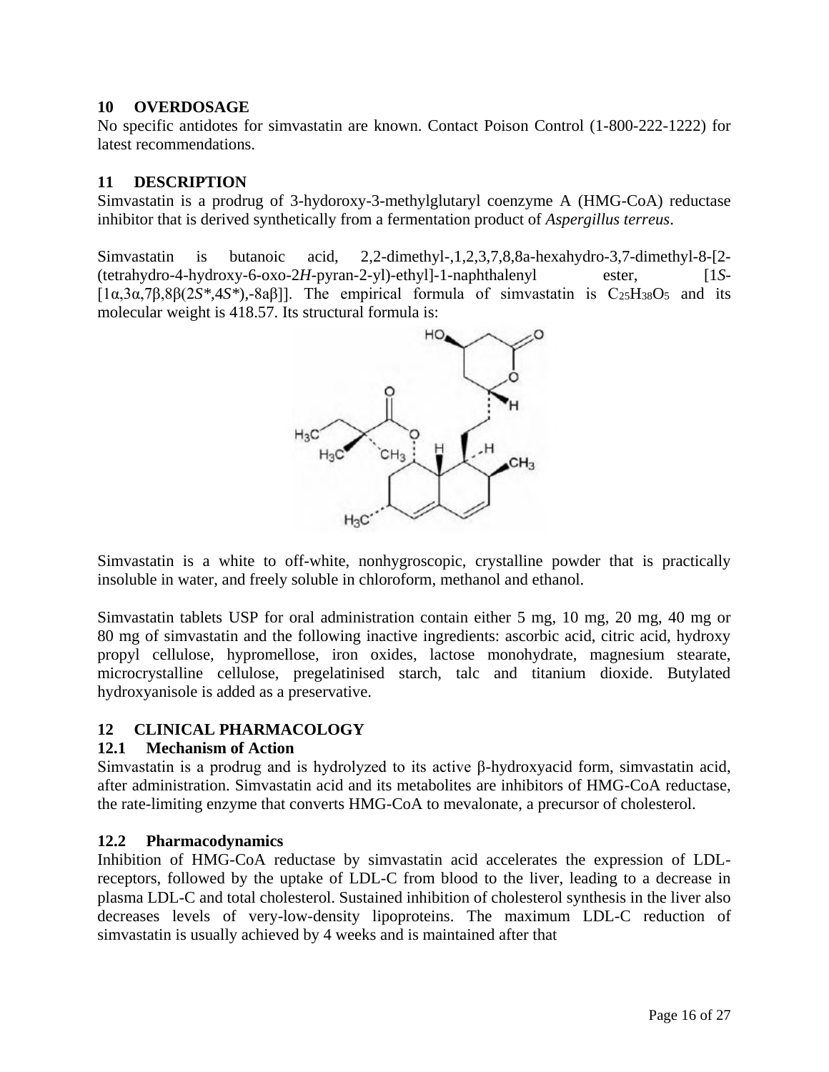## 10 OVERDOSAGE

No specific antidotes for simvastatin are known. Contact Poison Control (1-800-222-1222) for latest recommendations.

## 11 DESCRIPTION

Simvastatin is a prodrug of 3-hydoroxy-3-methylglutaryl coenzyme A (HMG-CoA) reductase inhibitor that is derived synthetically from a fermentation product of *Aspergillus terreus*.

Simvastatin is butanoic acid, 2,2-dimethyl-,1,2,3,7,8,8a-hexahydro-3,7-dimethyl-8-[2-(tetrahydro-4-hydroxy-6-oxo-2*H*-pyran-2-yl)-ethyl]-1-naphthalenyl ester, [1*S*-[1α,3α,7β,8β(2*S*\*,4*S*\*),-8aβ]]. The empirical formula of simvastatin is $C_{25}H_{38}O_5$ and its molecular weight is 418.57. Its structural formula is:

Simvastatin is a white to off-white, nonhygroscopic, crystalline powder that is practically insoluble in water, and freely soluble in chloroform, methanol and ethanol.

Simvastatin tablets USP for oral administration contain either 5 mg, 10 mg, 20 mg, 40 mg or 80 mg of simvastatin and the following inactive ingredients: ascorbic acid, citric acid, hydroxy propyl cellulose, hypromellose, iron oxides, lactose monohydrate, magnesium stearate, microcrystalline cellulose, pregelatinised starch, talc and titanium dioxide. Butylated hydroxyanisole is added as a preservative.

## 12 CLINICAL PHARMACOLOGY

### 12.1 Mechanism of Action

Simvastatin is a prodrug and is hydrolyzed to its active β-hydroxyacid form, simvastatin acid, after administration. Simvastatin acid and its metabolites are inhibitors of HMG-CoA reductase, the rate-limiting enzyme that converts HMG-CoA to mevalonate, a precursor of cholesterol.

### 12.2 Pharmacodynamics

Inhibition of HMG-CoA reductase by simvastatin acid accelerates the expression of LDL-receptors, followed by the uptake of LDL-C from blood to the liver, leading to a decrease in plasma LDL-C and total cholesterol. Sustained inhibition of cholesterol synthesis in the liver also decreases levels of very-low-density lipoproteins. The maximum LDL-C reduction of simvastatin is usually achieved by 4 weeks and is maintained after that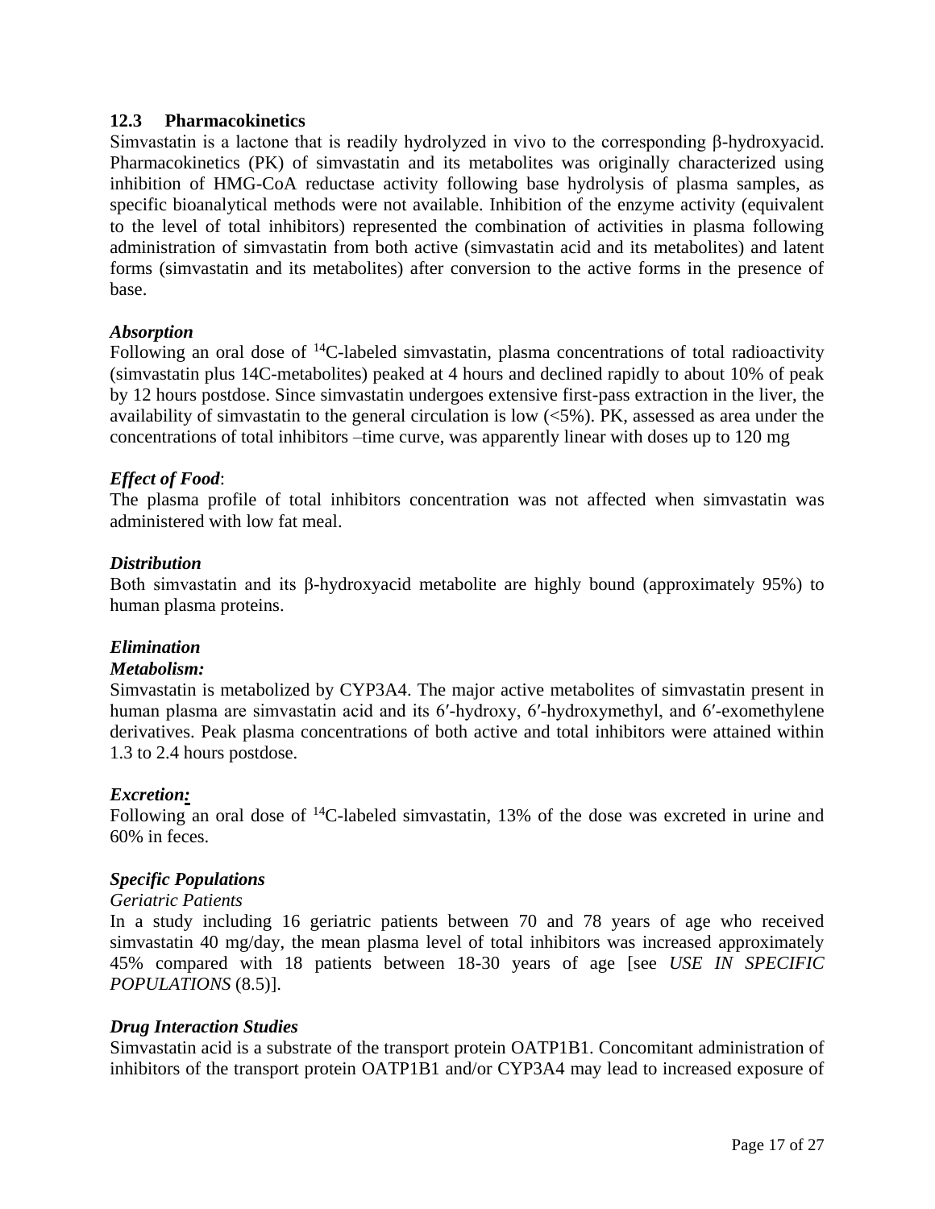### 12.3 Pharmacokinetics

Simvastatin is a lactone that is readily hydrolyzed in vivo to the corresponding β-hydroxyacid. Pharmacokinetics (PK) of simvastatin and its metabolites was originally characterized using inhibition of HMG-CoA reductase activity following base hydrolysis of plasma samples, as specific bioanalytical methods were not available. Inhibition of the enzyme activity (equivalent to the level of total inhibitors) represented the combination of activities in plasma following administration of simvastatin from both active (simvastatin acid and its metabolites) and latent forms (simvastatin and its metabolites) after conversion to the active forms in the presence of base.

***Absorption***

Following an oral dose of $^{14}$C-labeled simvastatin, plasma concentrations of total radioactivity (simvastatin plus 14C-metabolites) peaked at 4 hours and declined rapidly to about 10% of peak by 12 hours postdose. Since simvastatin undergoes extensive first-pass extraction in the liver, the availability of simvastatin to the general circulation is low (<5%). PK, assessed as area under the concentrations of total inhibitors –time curve, was apparently linear with doses up to 120 mg

***Effect of Food***:

The plasma profile of total inhibitors concentration was not affected when simvastatin was administered with low fat meal.

***Distribution***

Both simvastatin and its β-hydroxyacid metabolite are highly bound (approximately 95%) to human plasma proteins.

***Elimination***

***Metabolism:***

Simvastatin is metabolized by CYP3A4. The major active metabolites of simvastatin present in human plasma are simvastatin acid and its 6′-hydroxy, 6′-hydroxymethyl, and 6′-exomethylene derivatives. Peak plasma concentrations of both active and total inhibitors were attained within 1.3 to 2.4 hours postdose.

***Excretion:***

Following an oral dose of $^{14}$C-labeled simvastatin, 13% of the dose was excreted in urine and 60% in feces.

***Specific Populations***

*Geriatric Patients*

In a study including 16 geriatric patients between 70 and 78 years of age who received simvastatin 40 mg/day, the mean plasma level of total inhibitors was increased approximately 45% compared with 18 patients between 18-30 years of age [see *USE IN SPECIFIC POPULATIONS* (8.5)].

***Drug Interaction Studies***

Simvastatin acid is a substrate of the transport protein OATP1B1. Concomitant administration of inhibitors of the transport protein OATP1B1 and/or CYP3A4 may lead to increased exposure of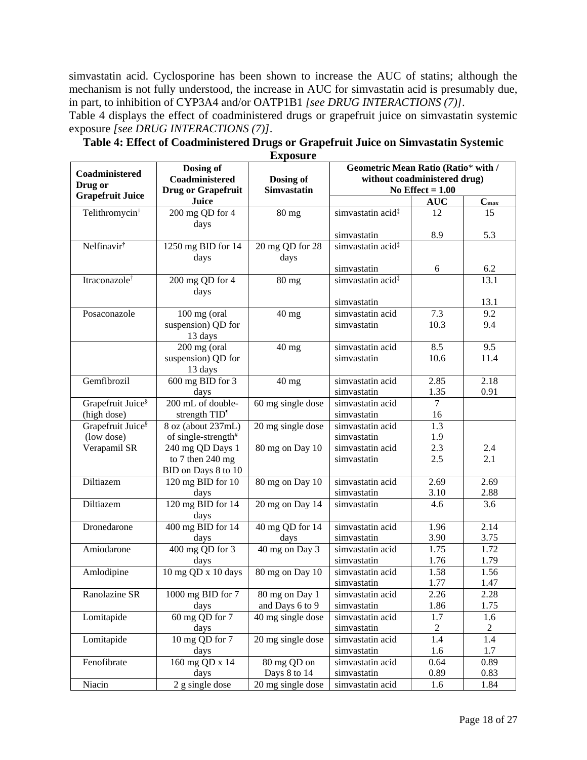simvastatin acid. Cyclosporine has been shown to increase the AUC of statins; although the mechanism is not fully understood, the increase in AUC for simvastatin acid is presumably due, in part, to inhibition of CYP3A4 and/or OATP1B1 *[see DRUG INTERACTIONS (7)]*.

Table 4 displays the effect of coadministered drugs or grapefruit juice on simvastatin systemic exposure *[see DRUG INTERACTIONS (7)]*.

**Table 4: Effect of Coadministered Drugs or Grapefruit Juice on Simvastatin Systemic Exposure**

| Coadministered Drug or Grapefruit Juice | Dosing of Coadministered Drug or Grapefruit Juice | Dosing of Simvastatin | Geometric Mean Ratio (Ratio* with / without coadministered drug) No Effect = 1.00 | | |
|---|---|---|---|---|---|
| | | | | AUC | $C_{max}$ |
| Telithromycin† | 200 mg QD for 4 days | 80 mg | simvastatin acid‡ | 12 | 15 |
| | | | simvastatin | 8.9 | 5.3 |
| Nelfinavir† | 1250 mg BID for 14 days | 20 mg QD for 28 days | simvastatin acid‡ | | |
| | | | simvastatin | 6 | 6.2 |
| Itraconazole† | 200 mg QD for 4 days | 80 mg | simvastatin acid‡ | | 13.1 |
| | | | simvastatin | | 13.1 |
| Posaconazole | 100 mg (oral suspension) QD for 13 days | 40 mg | simvastatin acid | 7.3 | 9.2 |
| | | | simvastatin | 10.3 | 9.4 |
| | 200 mg (oral suspension) QD for 13 days | 40 mg | simvastatin acid | 8.5 | 9.5 |
| | | | simvastatin | 10.6 | 11.4 |
| Gemfibrozil | 600 mg BID for 3 days | 40 mg | simvastatin acid | 2.85 | 2.18 |
| | | | simvastatin | 1.35 | 0.91 |
| Grapefruit Juice§ (high dose) | 200 mL of double-strength TID¶ | 60 mg single dose | simvastatin acid | 7 | |
| | | | simvastatin | 16 | |
| Grapefruit Juice§ (low dose) | 8 oz (about 237mL) of single-strength# | 20 mg single dose | simvastatin acid | 1.3 | |
| | | | simvastatin | 1.9 | |
| Verapamil SR | 240 mg QD Days 1 to 7 then 240 mg BID on Days 8 to 10 | 80 mg on Day 10 | simvastatin acid | 2.3 | 2.4 |
| | | | simvastatin | 2.5 | 2.1 |
| Diltiazem | 120 mg BID for 10 days | 80 mg on Day 10 | simvastatin acid | 2.69 | 2.69 |
| | | | simvastatin | 3.10 | 2.88 |
| Diltiazem | 120 mg BID for 14 days | 20 mg on Day 14 | simvastatin | 4.6 | 3.6 |
| Dronedarone | 400 mg BID for 14 days | 40 mg QD for 14 days | simvastatin acid | 1.96 | 2.14 |
| | | | simvastatin | 3.90 | 3.75 |
| Amiodarone | 400 mg QD for 3 days | 40 mg on Day 3 | simvastatin acid | 1.75 | 1.72 |
| | | | simvastatin | 1.76 | 1.79 |
| Amlodipine | 10 mg QD x 10 days | 80 mg on Day 10 | simvastatin acid | 1.58 | 1.56 |
| | | | simvastatin | 1.77 | 1.47 |
| Ranolazine SR | 1000 mg BID for 7 days | 80 mg on Day 1 and Days 6 to 9 | simvastatin acid | 2.26 | 2.28 |
| | | | simvastatin | 1.86 | 1.75 |
| Lomitapide | 60 mg QD for 7 days | 40 mg single dose | simvastatin acid | 1.7 | 1.6 |
| | | | simvastatin | 2 | 2 |
| Lomitapide | 10 mg QD for 7 days | 20 mg single dose | simvastatin acid | 1.4 | 1.4 |
| | | | simvastatin | 1.6 | 1.7 |
| Fenofibrate | 160 mg QD x 14 days | 80 mg QD on Days 8 to 14 | simvastatin acid | 0.64 | 0.89 |
| | | | simvastatin | 0.89 | 0.83 |
| Niacin | 2 g single dose | 20 mg single dose | simvastatin acid | 1.6 | 1.84 |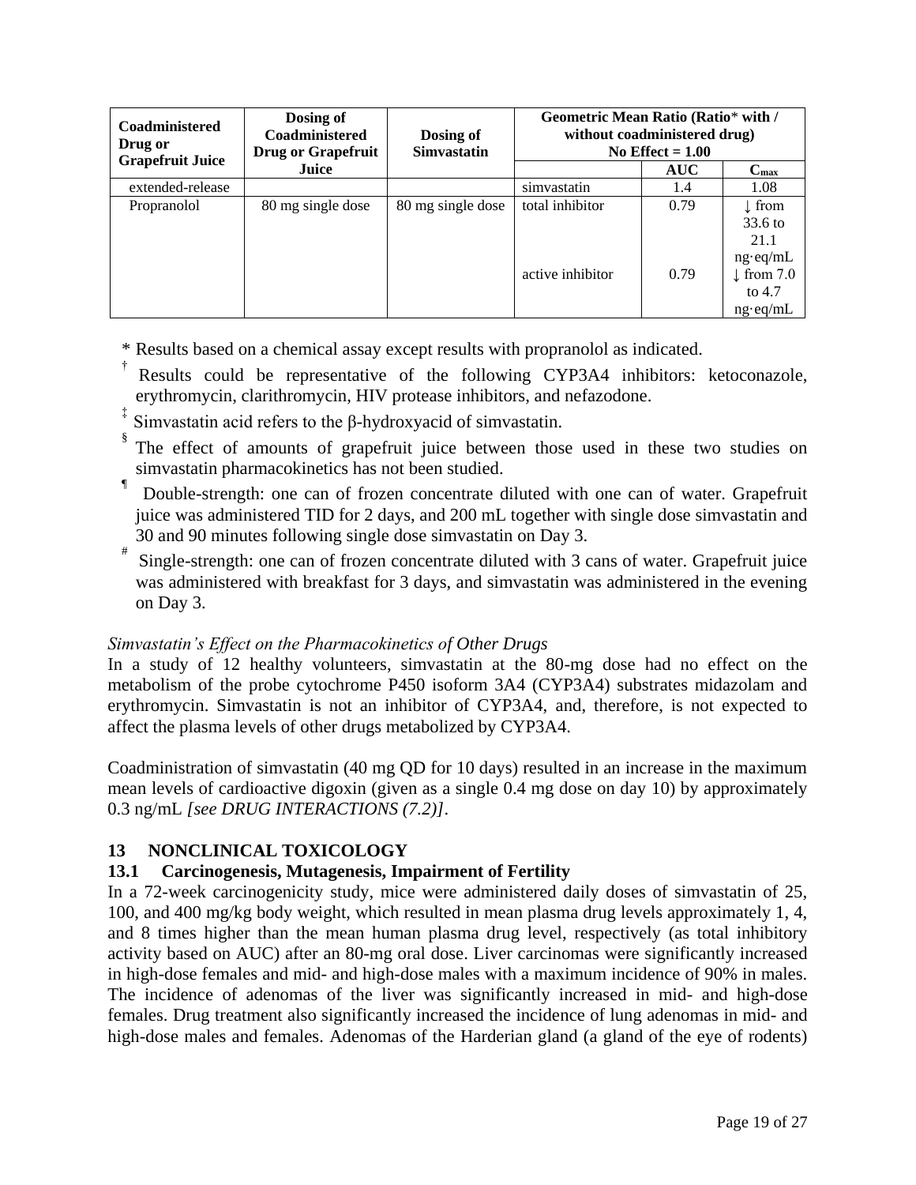| Coadministered Drug or Grapefruit Juice | Dosing of Coadministered Drug or Grapefruit Juice | Dosing of Simvastatin | Geometric Mean Ratio (Ratio* with / without coadministered drug) No Effect = 1.00 | | |
|---|---|---|---|---|---|
| | | | | AUC | $C_{max}$ |
| extended-release | | | simvastatin | 1.4 | 1.08 |
| Propranolol | 80 mg single dose | 80 mg single dose | total inhibitor | 0.79 | ↓ from 33.6 to 21.1 ng·eq/mL |
| | | | active inhibitor | 0.79 | ↓ from 7.0 to 4.7 ng·eq/mL |

\* Results based on a chemical assay except results with propranolol as indicated.

† Results could be representative of the following CYP3A4 inhibitors: ketoconazole, erythromycin, clarithromycin, HIV protease inhibitors, and nefazodone.

‡ Simvastatin acid refers to the β-hydroxyacid of simvastatin.

§ The effect of amounts of grapefruit juice between those used in these two studies on simvastatin pharmacokinetics has not been studied.

¶ Double-strength: one can of frozen concentrate diluted with one can of water. Grapefruit juice was administered TID for 2 days, and 200 mL together with single dose simvastatin and 30 and 90 minutes following single dose simvastatin on Day 3.

# Single-strength: one can of frozen concentrate diluted with 3 cans of water. Grapefruit juice was administered with breakfast for 3 days, and simvastatin was administered in the evening on Day 3.

*Simvastatin's Effect on the Pharmacokinetics of Other Drugs*

In a study of 12 healthy volunteers, simvastatin at the 80-mg dose had no effect on the metabolism of the probe cytochrome P450 isoform 3A4 (CYP3A4) substrates midazolam and erythromycin. Simvastatin is not an inhibitor of CYP3A4, and, therefore, is not expected to affect the plasma levels of other drugs metabolized by CYP3A4.

Coadministration of simvastatin (40 mg QD for 10 days) resulted in an increase in the maximum mean levels of cardioactive digoxin (given as a single 0.4 mg dose on day 10) by approximately 0.3 ng/mL *[see DRUG INTERACTIONS (7.2)]*.

## 13 NONCLINICAL TOXICOLOGY

### 13.1 Carcinogenesis, Mutagenesis, Impairment of Fertility

In a 72-week carcinogenicity study, mice were administered daily doses of simvastatin of 25, 100, and 400 mg/kg body weight, which resulted in mean plasma drug levels approximately 1, 4, and 8 times higher than the mean human plasma drug level, respectively (as total inhibitory activity based on AUC) after an 80-mg oral dose. Liver carcinomas were significantly increased in high-dose females and mid- and high-dose males with a maximum incidence of 90% in males. The incidence of adenomas of the liver was significantly increased in mid- and high-dose females. Drug treatment also significantly increased the incidence of lung adenomas in mid- and high-dose males and females. Adenomas of the Harderian gland (a gland of the eye of rodents)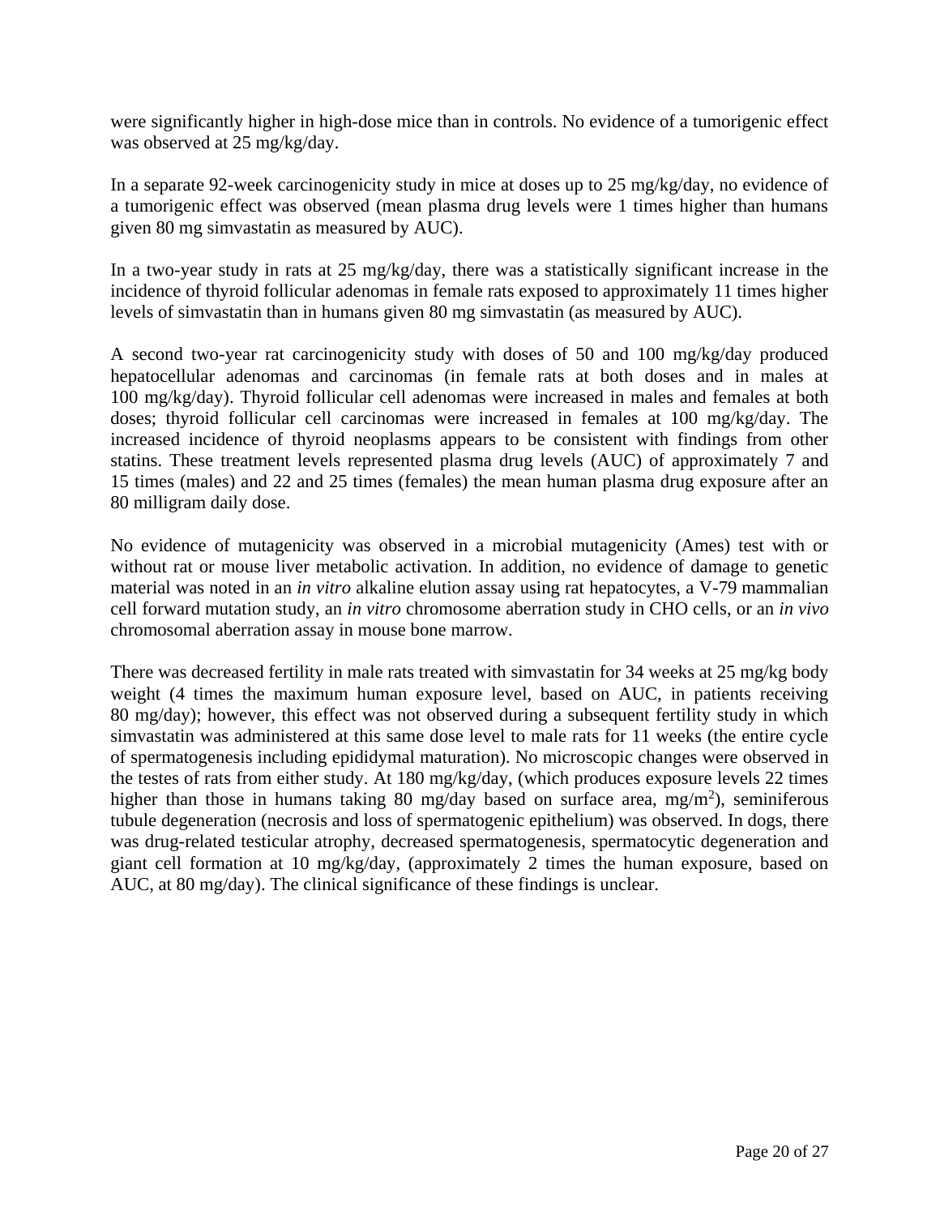were significantly higher in high-dose mice than in controls. No evidence of a tumorigenic effect was observed at 25 mg/kg/day.

In a separate 92-week carcinogenicity study in mice at doses up to 25 mg/kg/day, no evidence of a tumorigenic effect was observed (mean plasma drug levels were 1 times higher than humans given 80 mg simvastatin as measured by AUC).

In a two-year study in rats at 25 mg/kg/day, there was a statistically significant increase in the incidence of thyroid follicular adenomas in female rats exposed to approximately 11 times higher levels of simvastatin than in humans given 80 mg simvastatin (as measured by AUC).

A second two-year rat carcinogenicity study with doses of 50 and 100 mg/kg/day produced hepatocellular adenomas and carcinomas (in female rats at both doses and in males at 100 mg/kg/day). Thyroid follicular cell adenomas were increased in males and females at both doses; thyroid follicular cell carcinomas were increased in females at 100 mg/kg/day. The increased incidence of thyroid neoplasms appears to be consistent with findings from other statins. These treatment levels represented plasma drug levels (AUC) of approximately 7 and 15 times (males) and 22 and 25 times (females) the mean human plasma drug exposure after an 80 milligram daily dose.

No evidence of mutagenicity was observed in a microbial mutagenicity (Ames) test with or without rat or mouse liver metabolic activation. In addition, no evidence of damage to genetic material was noted in an *in vitro* alkaline elution assay using rat hepatocytes, a V-79 mammalian cell forward mutation study, an *in vitro* chromosome aberration study in CHO cells, or an *in vivo* chromosomal aberration assay in mouse bone marrow.

There was decreased fertility in male rats treated with simvastatin for 34 weeks at 25 mg/kg body weight (4 times the maximum human exposure level, based on AUC, in patients receiving 80 mg/day); however, this effect was not observed during a subsequent fertility study in which simvastatin was administered at this same dose level to male rats for 11 weeks (the entire cycle of spermatogenesis including epididymal maturation). No microscopic changes were observed in the testes of rats from either study. At 180 mg/kg/day, (which produces exposure levels 22 times higher than those in humans taking 80 mg/day based on surface area, $mg/m^2$), seminiferous tubule degeneration (necrosis and loss of spermatogenic epithelium) was observed. In dogs, there was drug-related testicular atrophy, decreased spermatogenesis, spermatocytic degeneration and giant cell formation at 10 mg/kg/day, (approximately 2 times the human exposure, based on AUC, at 80 mg/day). The clinical significance of these findings is unclear.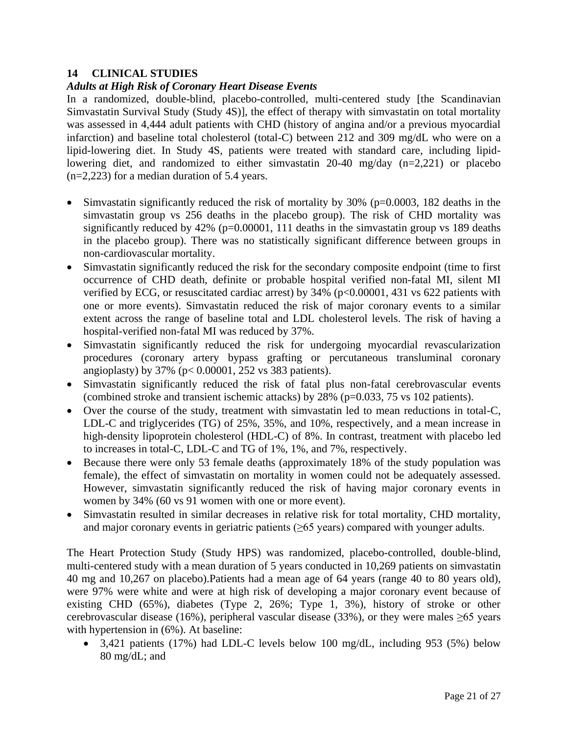## 14 CLINICAL STUDIES

### *Adults at High Risk of Coronary Heart Disease Events*

In a randomized, double-blind, placebo-controlled, multi-centered study [the Scandinavian Simvastatin Survival Study (Study 4S)], the effect of therapy with simvastatin on total mortality was assessed in 4,444 adult patients with CHD (history of angina and/or a previous myocardial infarction) and baseline total cholesterol (total-C) between 212 and 309 mg/dL who were on a lipid-lowering diet. In Study 4S, patients were treated with standard care, including lipid-lowering diet, and randomized to either simvastatin 20-40 mg/day (n=2,221) or placebo (n=2,223) for a median duration of 5.4 years.

- Simvastatin significantly reduced the risk of mortality by 30% (p=0.0003, 182 deaths in the simvastatin group vs 256 deaths in the placebo group). The risk of CHD mortality was significantly reduced by 42% (p=0.00001, 111 deaths in the simvastatin group vs 189 deaths in the placebo group). There was no statistically significant difference between groups in non-cardiovascular mortality.
- Simvastatin significantly reduced the risk for the secondary composite endpoint (time to first occurrence of CHD death, definite or probable hospital verified non-fatal MI, silent MI verified by ECG, or resuscitated cardiac arrest) by 34% (p<0.00001, 431 vs 622 patients with one or more events). Simvastatin reduced the risk of major coronary events to a similar extent across the range of baseline total and LDL cholesterol levels. The risk of having a hospital-verified non-fatal MI was reduced by 37%.
- Simvastatin significantly reduced the risk for undergoing myocardial revascularization procedures (coronary artery bypass grafting or percutaneous transluminal coronary angioplasty) by 37% (p< 0.00001, 252 vs 383 patients).
- Simvastatin significantly reduced the risk of fatal plus non-fatal cerebrovascular events (combined stroke and transient ischemic attacks) by 28% (p=0.033, 75 vs 102 patients).
- Over the course of the study, treatment with simvastatin led to mean reductions in total-C, LDL-C and triglycerides (TG) of 25%, 35%, and 10%, respectively, and a mean increase in high-density lipoprotein cholesterol (HDL-C) of 8%. In contrast, treatment with placebo led to increases in total-C, LDL-C and TG of 1%, 1%, and 7%, respectively.
- Because there were only 53 female deaths (approximately 18% of the study population was female), the effect of simvastatin on mortality in women could not be adequately assessed. However, simvastatin significantly reduced the risk of having major coronary events in women by 34% (60 vs 91 women with one or more event).
- Simvastatin resulted in similar decreases in relative risk for total mortality, CHD mortality, and major coronary events in geriatric patients (≥65 years) compared with younger adults.

The Heart Protection Study (Study HPS) was randomized, placebo-controlled, double-blind, multi-centered study with a mean duration of 5 years conducted in 10,269 patients on simvastatin 40 mg and 10,267 on placebo).Patients had a mean age of 64 years (range 40 to 80 years old), were 97% were white and were at high risk of developing a major coronary event because of existing CHD (65%), diabetes (Type 2, 26%; Type 1, 3%), history of stroke or other cerebrovascular disease (16%), peripheral vascular disease (33%), or they were males ≥65 years with hypertension in (6%). At baseline:

- 3,421 patients (17%) had LDL-C levels below 100 mg/dL, including 953 (5%) below 80 mg/dL; and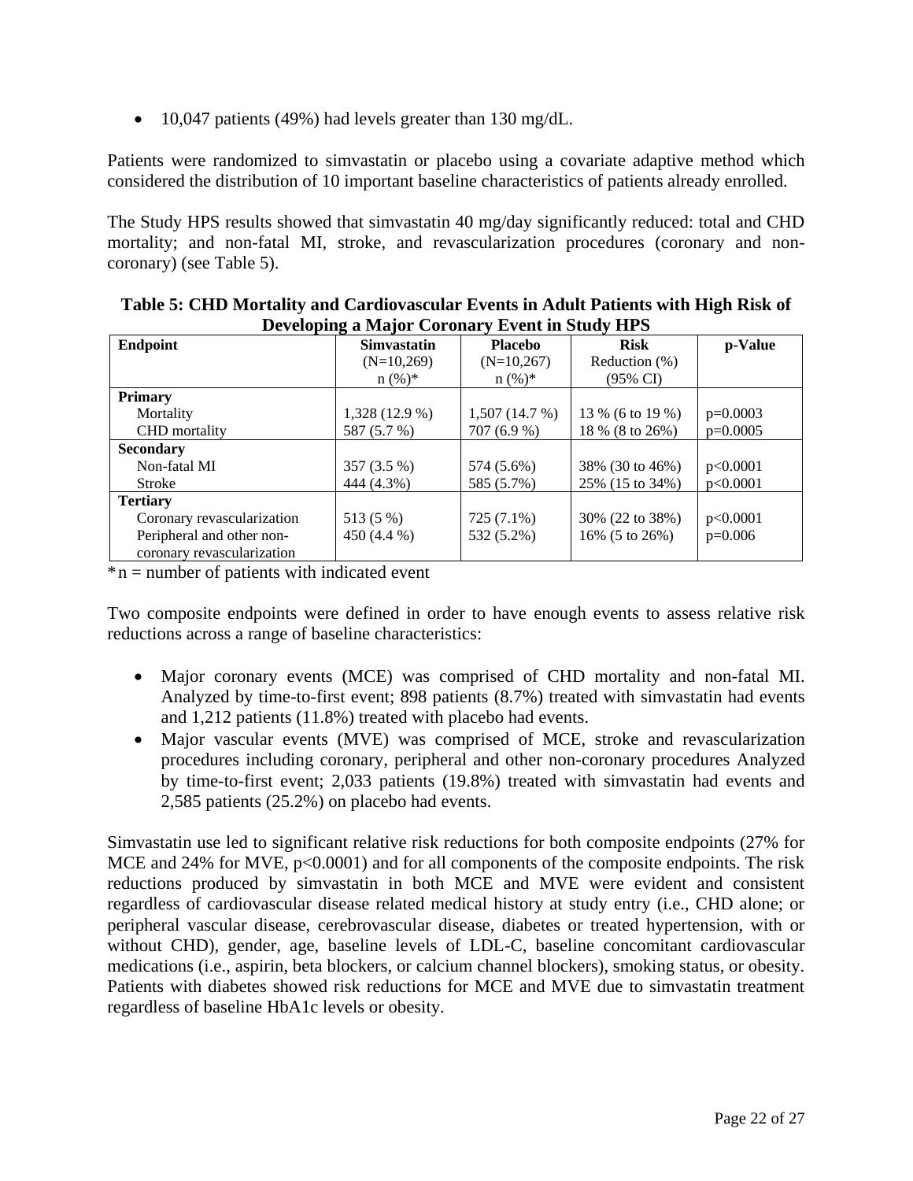- 10,047 patients (49%) had levels greater than 130 mg/dL.

Patients were randomized to simvastatin or placebo using a covariate adaptive method which considered the distribution of 10 important baseline characteristics of patients already enrolled.

The Study HPS results showed that simvastatin 40 mg/day significantly reduced: total and CHD mortality; and non-fatal MI, stroke, and revascularization procedures (coronary and non-coronary) (see Table 5).

**Table 5: CHD Mortality and Cardiovascular Events in Adult Patients with High Risk of Developing a Major Coronary Event in Study HPS**

| Endpoint | Simvastatin (N=10,269) n (%)* | Placebo (N=10,267) n (%)* | Risk Reduction (%) (95% CI) | p-Value |
|---|---|---|---|---|
| **Primary** | | | | |
| Mortality | 1,328 (12.9 %) | 1,507 (14.7 %) | 13 % (6 to 19 %) | p=0.0003 |
| CHD mortality | 587 (5.7 %) | 707 (6.9 %) | 18 % (8 to 26%) | p=0.0005 |
| **Secondary** | | | | |
| Non-fatal MI | 357 (3.5 %) | 574 (5.6%) | 38% (30 to 46%) | p<0.0001 |
| Stroke | 444 (4.3%) | 585 (5.7%) | 25% (15 to 34%) | p<0.0001 |
| **Tertiary** | | | | |
| Coronary revascularization | 513 (5 %) | 725 (7.1%) | 30% (22 to 38%) | p<0.0001 |
| Peripheral and other non-coronary revascularization | 450 (4.4 %) | 532 (5.2%) | 16% (5 to 26%) | p=0.006 |

*n = number of patients with indicated event

Two composite endpoints were defined in order to have enough events to assess relative risk reductions across a range of baseline characteristics:

- Major coronary events (MCE) was comprised of CHD mortality and non-fatal MI. Analyzed by time-to-first event; 898 patients (8.7%) treated with simvastatin had events and 1,212 patients (11.8%) treated with placebo had events.
- Major vascular events (MVE) was comprised of MCE, stroke and revascularization procedures including coronary, peripheral and other non-coronary procedures Analyzed by time-to-first event; 2,033 patients (19.8%) treated with simvastatin had events and 2,585 patients (25.2%) on placebo had events.

Simvastatin use led to significant relative risk reductions for both composite endpoints (27% for MCE and 24% for MVE, p<0.0001) and for all components of the composite endpoints. The risk reductions produced by simvastatin in both MCE and MVE were evident and consistent regardless of cardiovascular disease related medical history at study entry (i.e., CHD alone; or peripheral vascular disease, cerebrovascular disease, diabetes or treated hypertension, with or without CHD), gender, age, baseline levels of LDL-C, baseline concomitant cardiovascular medications (i.e., aspirin, beta blockers, or calcium channel blockers), smoking status, or obesity. Patients with diabetes showed risk reductions for MCE and MVE due to simvastatin treatment regardless of baseline HbA1c levels or obesity.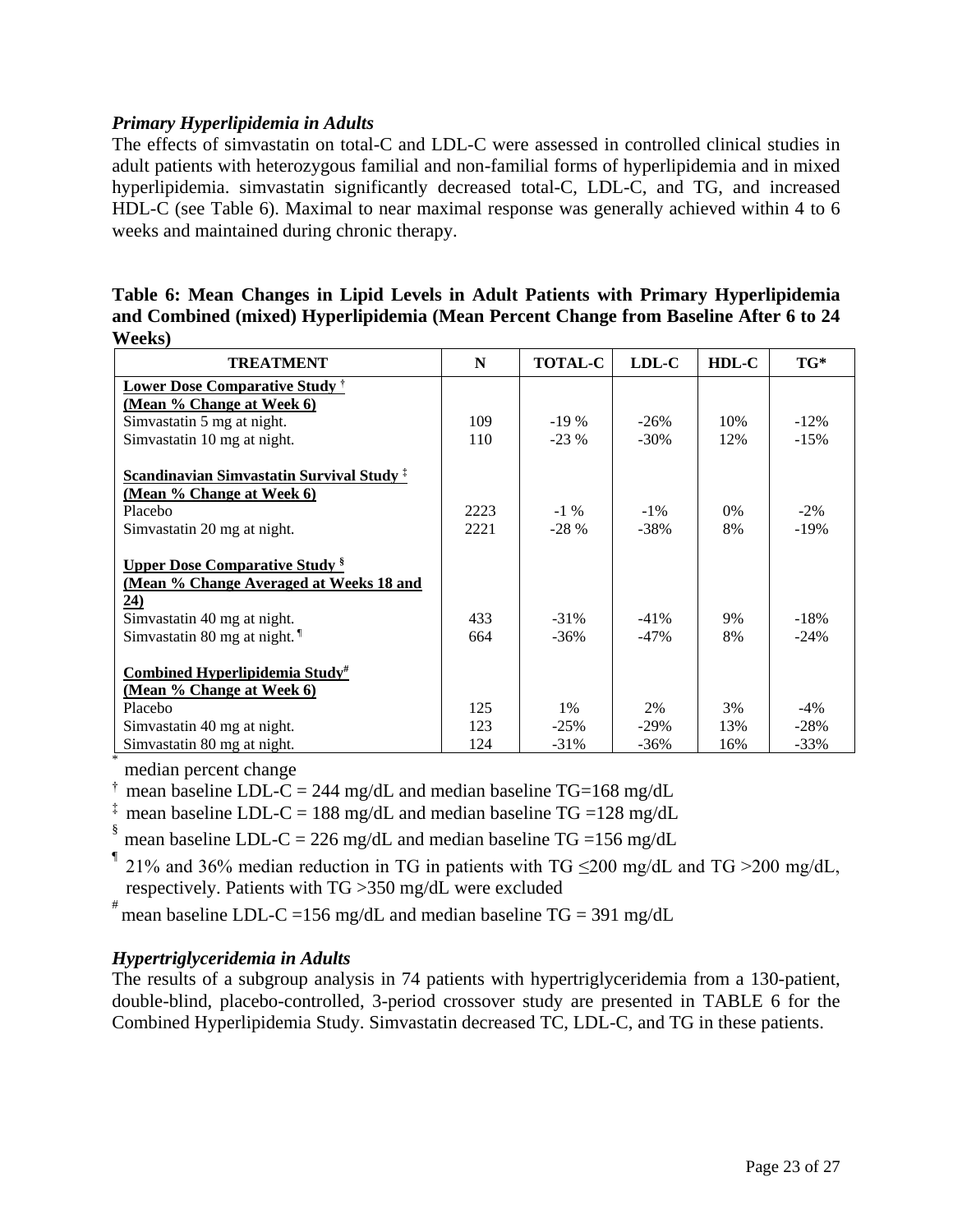### *Primary Hyperlipidemia in Adults*

The effects of simvastatin on total-C and LDL-C were assessed in controlled clinical studies in adult patients with heterozygous familial and non-familial forms of hyperlipidemia and in mixed hyperlipidemia. simvastatin significantly decreased total-C, LDL-C, and TG, and increased HDL-C (see Table 6). Maximal to near maximal response was generally achieved within 4 to 6 weeks and maintained during chronic therapy.

**Table 6: Mean Changes in Lipid Levels in Adult Patients with Primary Hyperlipidemia and Combined (mixed) Hyperlipidemia (Mean Percent Change from Baseline After 6 to 24 Weeks)**

| TREATMENT | N | TOTAL-C | LDL-C | HDL-C | TG* |
|---|---|---|---|---|---|
| **Lower Dose Comparative Study †** | | | | | |
| **(Mean % Change at Week 6)** | | | | | |
| Simvastatin 5 mg at night. | 109 | -19 % | -26% | 10% | -12% |
| Simvastatin 10 mg at night. | 110 | -23 % | -30% | 12% | -15% |
| **Scandinavian Simvastatin Survival Study ‡** | | | | | |
| **(Mean % Change at Week 6)** | | | | | |
| Placebo | 2223 | -1 % | -1% | 0% | -2% |
| Simvastatin 20 mg at night. | 2221 | -28 % | -38% | 8% | -19% |
| **Upper Dose Comparative Study §** | | | | | |
| **(Mean % Change Averaged at Weeks 18 and 24)** | | | | | |
| Simvastatin 40 mg at night. | 433 | -31% | -41% | 9% | -18% |
| Simvastatin 80 mg at night. ¶ | 664 | -36% | -47% | 8% | -24% |
| **Combined Hyperlipidemia Study#** | | | | | |
| **(Mean % Change at Week 6)** | | | | | |
| Placebo | 125 | 1% | 2% | 3% | -4% |
| Simvastatin 40 mg at night. | 123 | -25% | -29% | 13% | -28% |
| Simvastatin 80 mg at night. | 124 | -31% | -36% | 16% | -33% |

\* median percent change

† mean baseline LDL-C = 244 mg/dL and median baseline TG=168 mg/dL

‡ mean baseline LDL-C = 188 mg/dL and median baseline TG =128 mg/dL

§ mean baseline LDL-C = 226 mg/dL and median baseline TG =156 mg/dL

¶ 21% and 36% median reduction in TG in patients with TG ≤200 mg/dL and TG >200 mg/dL, respectively. Patients with TG >350 mg/dL were excluded

\# mean baseline LDL-C =156 mg/dL and median baseline TG = 391 mg/dL

### *Hypertriglyceridemia in Adults*

The results of a subgroup analysis in 74 patients with hypertriglyceridemia from a 130-patient, double-blind, placebo-controlled, 3-period crossover study are presented in TABLE 6 for the Combined Hyperlipidemia Study. Simvastatin decreased TC, LDL-C, and TG in these patients.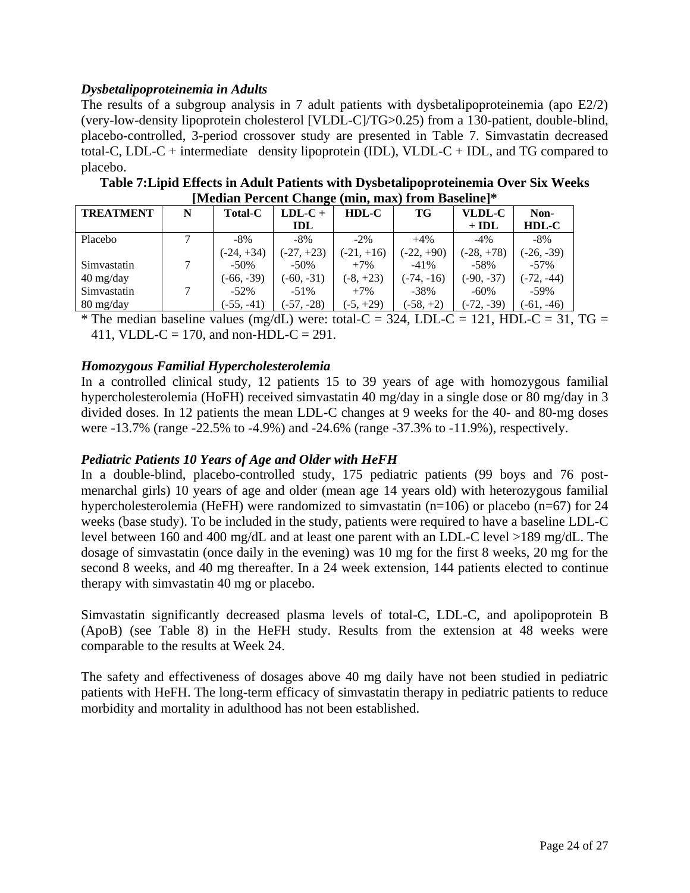### *Dysbetalipoproteinemia in Adults*

The results of a subgroup analysis in 7 adult patients with dysbetalipoproteinemia (apo E2/2) (very-low-density lipoprotein cholesterol [VLDL-C]/TG>0.25) from a 130-patient, double-blind, placebo-controlled, 3-period crossover study are presented in Table 7. Simvastatin decreased total-C, LDL-C + intermediate density lipoprotein (IDL), VLDL-C + IDL, and TG compared to placebo.

**Table 7:Lipid Effects in Adult Patients with Dysbetalipoproteinemia Over Six Weeks [Median Percent Change (min, max) from Baseline]***

| TREATMENT | N | Total-C | LDL-C + IDL | HDL-C | TG | VLDL-C + IDL | Non-HDL-C |
|---|---|---|---|---|---|---|---|
| Placebo | 7 | -8% (-24, +34) | -8% (-27, +23) | -2% (-21, +16) | +4% (-22, +90) | -4% (-28, +78) | -8% (-26, -39) |
| Simvastatin 40 mg/day | 7 | -50% (-66, -39) | -50% (-60, -31) | +7% (-8, +23) | -41% (-74, -16) | -58% (-90, -37) | -57% (-72, -44) |
| Simvastatin 80 mg/day | 7 | -52% (-55, -41) | -51% (-57, -28) | +7% (-5, +29) | -38% (-58, +2) | -60% (-72, -39) | -59% (-61, -46) |

\* The median baseline values (mg/dL) were: total-C = 324, LDL-C = 121, HDL-C = 31, TG = 411, VLDL-C = 170, and non-HDL-C = 291.

### *Homozygous Familial Hypercholesterolemia*

In a controlled clinical study, 12 patients 15 to 39 years of age with homozygous familial hypercholesterolemia (HoFH) received simvastatin 40 mg/day in a single dose or 80 mg/day in 3 divided doses. In 12 patients the mean LDL-C changes at 9 weeks for the 40- and 80-mg doses were -13.7% (range -22.5% to -4.9%) and -24.6% (range -37.3% to -11.9%), respectively.

### *Pediatric Patients 10 Years of Age and Older with HeFH*

In a double-blind, placebo-controlled study, 175 pediatric patients (99 boys and 76 post-menarchal girls) 10 years of age and older (mean age 14 years old) with heterozygous familial hypercholesterolemia (HeFH) were randomized to simvastatin (n=106) or placebo (n=67) for 24 weeks (base study). To be included in the study, patients were required to have a baseline LDL-C level between 160 and 400 mg/dL and at least one parent with an LDL-C level >189 mg/dL. The dosage of simvastatin (once daily in the evening) was 10 mg for the first 8 weeks, 20 mg for the second 8 weeks, and 40 mg thereafter. In a 24 week extension, 144 patients elected to continue therapy with simvastatin 40 mg or placebo.

Simvastatin significantly decreased plasma levels of total-C, LDL-C, and apolipoprotein B (ApoB) (see Table 8) in the HeFH study. Results from the extension at 48 weeks were comparable to the results at Week 24.

The safety and effectiveness of dosages above 40 mg daily have not been studied in pediatric patients with HeFH. The long-term efficacy of simvastatin therapy in pediatric patients to reduce morbidity and mortality in adulthood has not been established.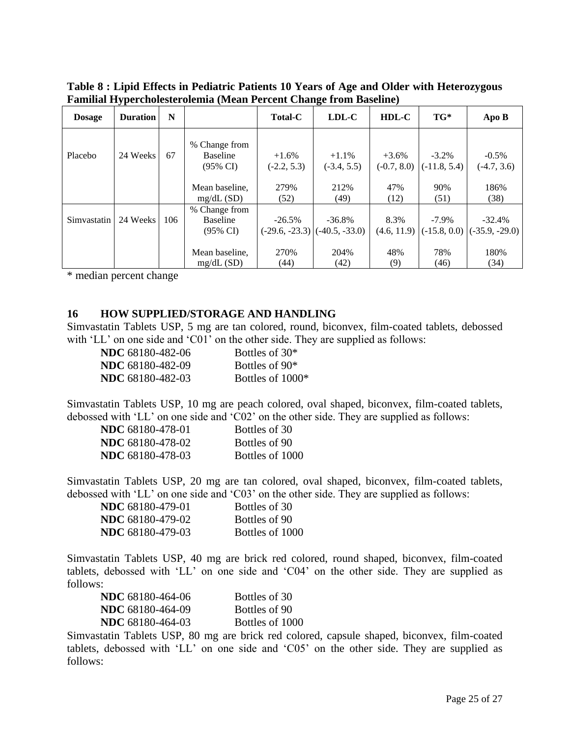**Table 8 : Lipid Effects in Pediatric Patients 10 Years of Age and Older with Heterozygous Familial Hypercholesterolemia (Mean Percent Change from Baseline)**

| Dosage | Duration | N | | Total-C | LDL-C | HDL-C | TG* | Apo B |
|---|---|---|---|---|---|---|---|---|
| Placebo | 24 Weeks | 67 | % Change from Baseline (95% CI) | +1.6% (-2.2, 5.3) | +1.1% (-3.4, 5.5) | +3.6% (-0.7, 8.0) | -3.2% (-11.8, 5.4) | -0.5% (-4.7, 3.6) |
| | | | Mean baseline, mg/dL (SD) | 279% (52) | 212% (49) | 47% (12) | 90% (51) | 186% (38) |
| Simvastatin | 24 Weeks | 106 | % Change from Baseline (95% CI) | -26.5% (-29.6, -23.3) | -36.8% (-40.5, -33.0) | 8.3% (4.6, 11.9) | -7.9% (-15.8, 0.0) | -32.4% (-35.9, -29.0) |
| | | | Mean baseline, mg/dL (SD) | 270% (44) | 204% (42) | 48% (9) | 78% (46) | 180% (34) |

* median percent change

## 16 HOW SUPPLIED/STORAGE AND HANDLING

Simvastatin Tablets USP, 5 mg are tan colored, round, biconvex, film-coated tablets, debossed with 'LL' on one side and 'C01' on the other side. They are supplied as follows:

**NDC** 68180-482-06 Bottles of 30*
**NDC** 68180-482-09 Bottles of 90*
**NDC** 68180-482-03 Bottles of 1000*

Simvastatin Tablets USP, 10 mg are peach colored, oval shaped, biconvex, film-coated tablets, debossed with 'LL' on one side and 'C02' on the other side. They are supplied as follows:

**NDC** 68180-478-01 Bottles of 30
**NDC** 68180-478-02 Bottles of 90
**NDC** 68180-478-03 Bottles of 1000

Simvastatin Tablets USP, 20 mg are tan colored, oval shaped, biconvex, film-coated tablets, debossed with 'LL' on one side and 'C03' on the other side. They are supplied as follows:

**NDC** 68180-479-01 Bottles of 30
**NDC** 68180-479-02 Bottles of 90
**NDC** 68180-479-03 Bottles of 1000

Simvastatin Tablets USP, 40 mg are brick red colored, round shaped, biconvex, film-coated tablets, debossed with 'LL' on one side and 'C04' on the other side. They are supplied as follows:

**NDC** 68180-464-06 Bottles of 30
**NDC** 68180-464-09 Bottles of 90
**NDC** 68180-464-03 Bottles of 1000

Simvastatin Tablets USP, 80 mg are brick red colored, capsule shaped, biconvex, film-coated tablets, debossed with 'LL' on one side and 'C05' on the other side. They are supplied as follows: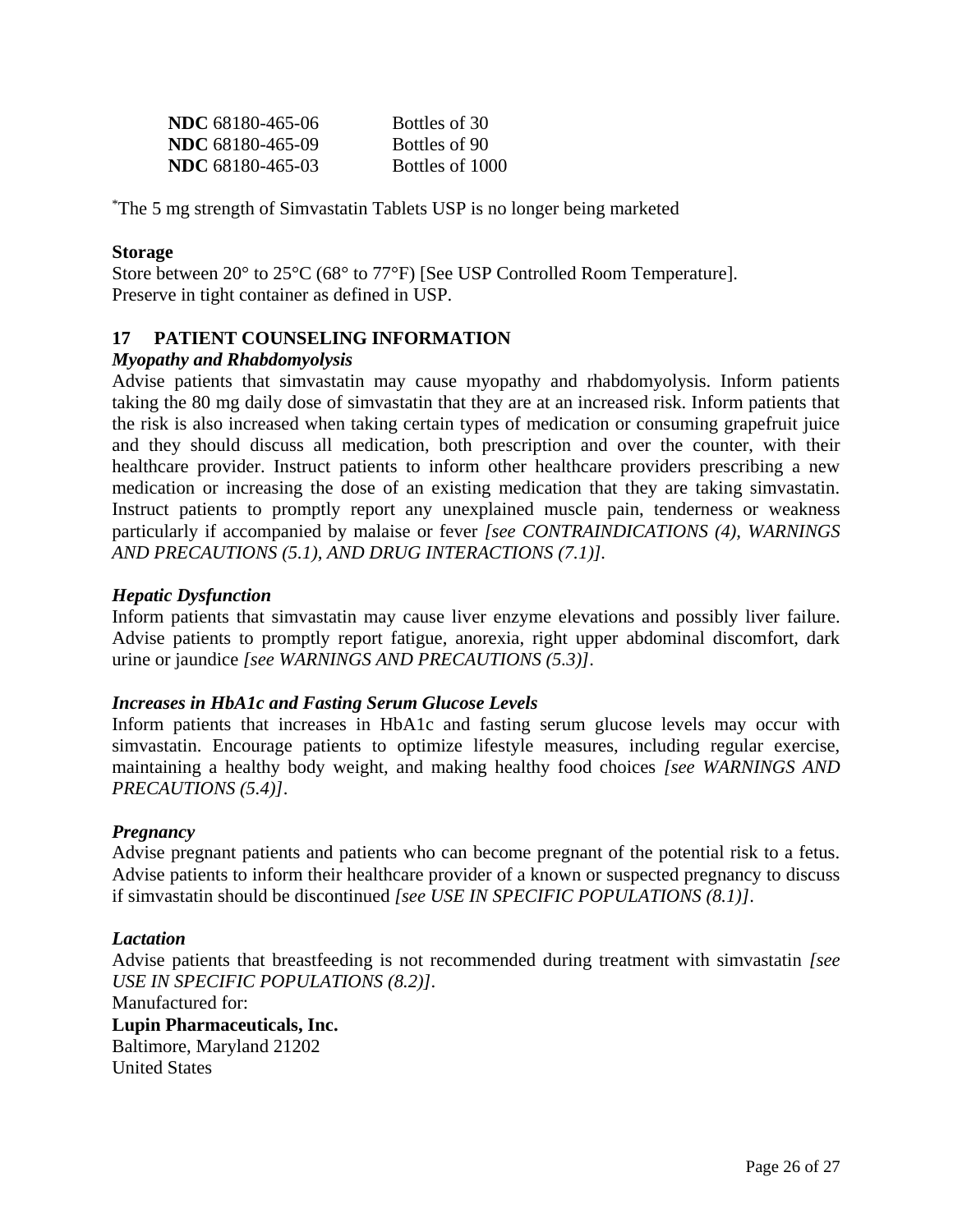| | |
|---|---|
| **NDC** 68180-465-06 | Bottles of 30 |
| **NDC** 68180-465-09 | Bottles of 90 |
| **NDC** 68180-465-03 | Bottles of 1000 |

*The 5 mg strength of Simvastatin Tablets USP is no longer being marketed

**Storage**

Store between 20° to 25°C (68° to 77°F) [See USP Controlled Room Temperature].
Preserve in tight container as defined in USP.

## 17 PATIENT COUNSELING INFORMATION

***Myopathy and Rhabdomyolysis***

Advise patients that simvastatin may cause myopathy and rhabdomyolysis. Inform patients taking the 80 mg daily dose of simvastatin that they are at an increased risk. Inform patients that the risk is also increased when taking certain types of medication or consuming grapefruit juice and they should discuss all medication, both prescription and over the counter, with their healthcare provider. Instruct patients to inform other healthcare providers prescribing a new medication or increasing the dose of an existing medication that they are taking simvastatin. Instruct patients to promptly report any unexplained muscle pain, tenderness or weakness particularly if accompanied by malaise or fever *[see CONTRAINDICATIONS (4), WARNINGS AND PRECAUTIONS (5.1), AND DRUG INTERACTIONS (7.1)]*.

***Hepatic Dysfunction***

Inform patients that simvastatin may cause liver enzyme elevations and possibly liver failure. Advise patients to promptly report fatigue, anorexia, right upper abdominal discomfort, dark urine or jaundice *[see WARNINGS AND PRECAUTIONS (5.3)]*.

***Increases in HbA1c and Fasting Serum Glucose Levels***

Inform patients that increases in HbA1c and fasting serum glucose levels may occur with simvastatin. Encourage patients to optimize lifestyle measures, including regular exercise, maintaining a healthy body weight, and making healthy food choices *[see WARNINGS AND PRECAUTIONS (5.4)]*.

***Pregnancy***

Advise pregnant patients and patients who can become pregnant of the potential risk to a fetus. Advise patients to inform their healthcare provider of a known or suspected pregnancy to discuss if simvastatin should be discontinued *[see USE IN SPECIFIC POPULATIONS (8.1)]*.

***Lactation***

Advise patients that breastfeeding is not recommended during treatment with simvastatin *[see USE IN SPECIFIC POPULATIONS (8.2)]*.

Manufactured for:

**Lupin Pharmaceuticals, Inc.**
Baltimore, Maryland 21202
United States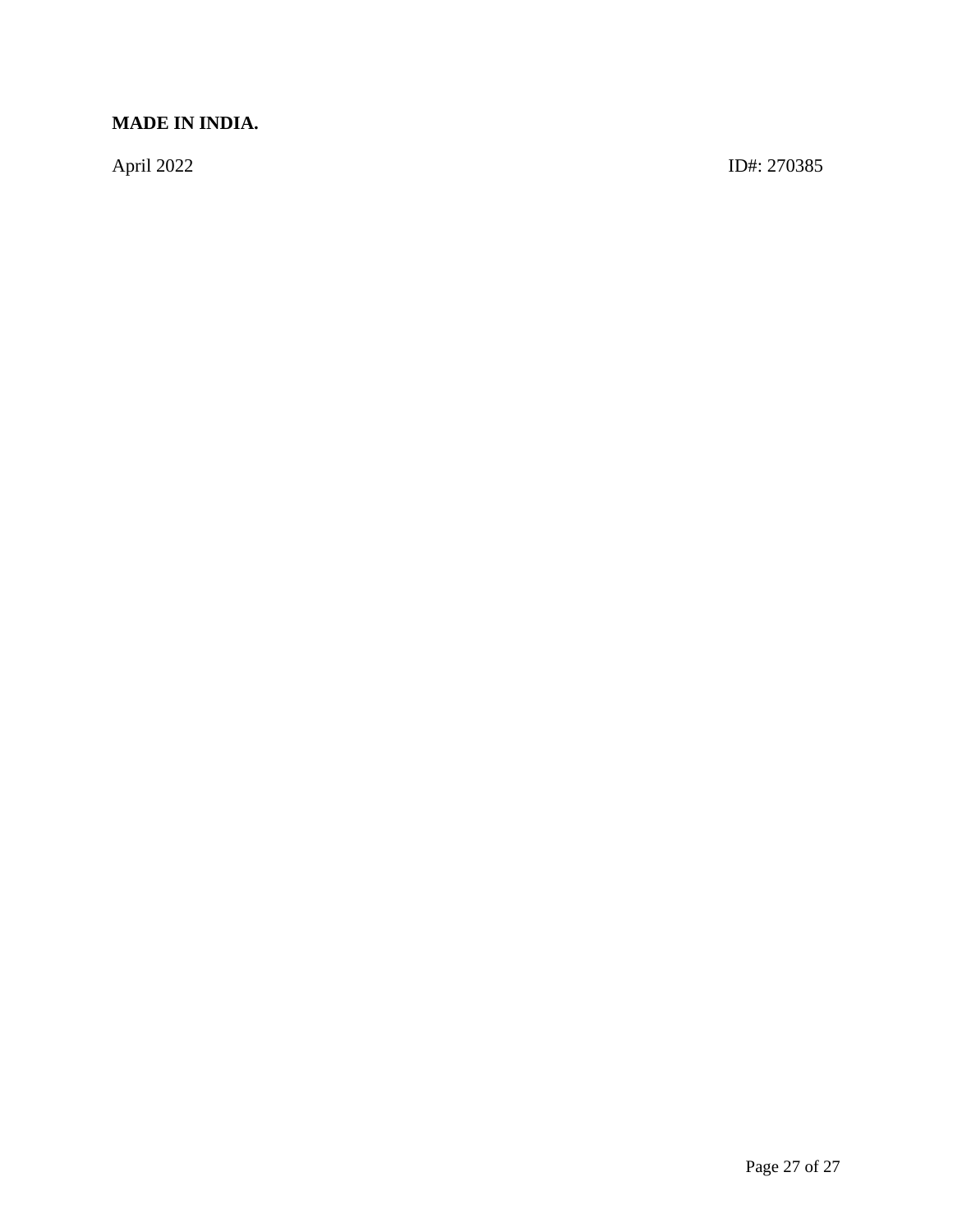**MADE IN INDIA.**

April 2022 ID#: 270385